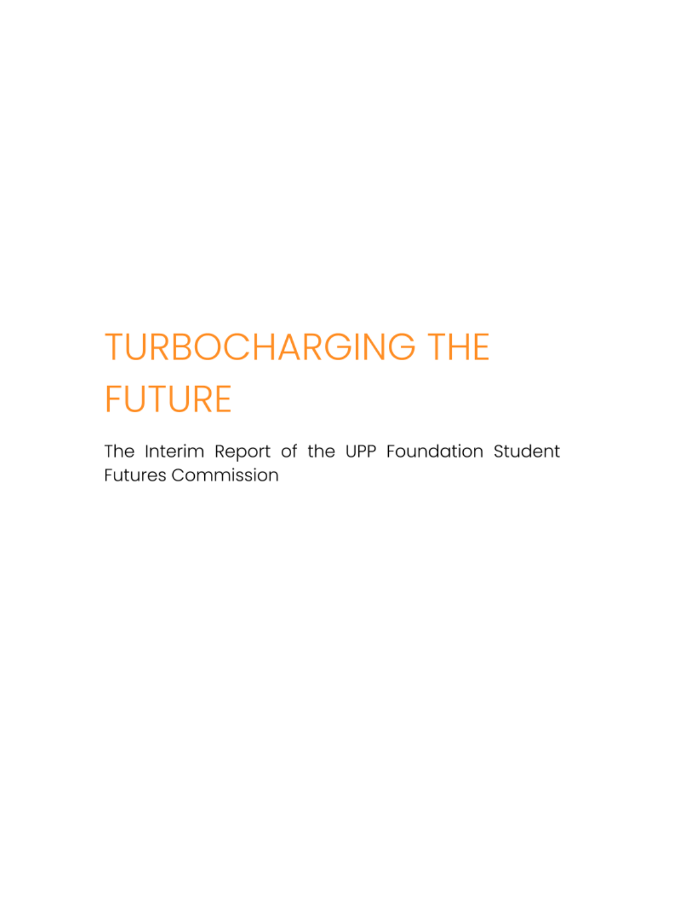# TURBOCHARGING THE FUTURE

The Interim Report of the UPP Foundation Student Futures Commission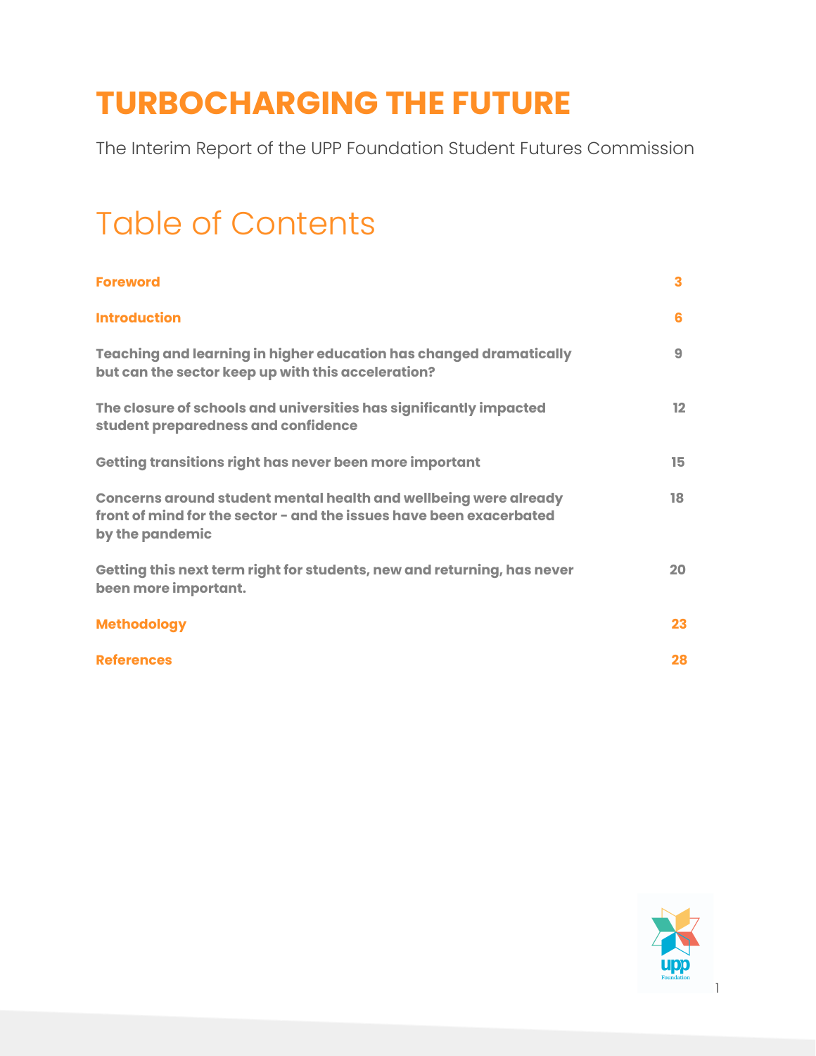# TURBOCHARGING THE FUTURE

The Interim Report of the UPP Foundation Student Futures Commission

## Table of Contents

| | |
|---|---|
| **Foreword** | **3** |
| **Introduction** | **6** |
| **Teaching and learning in higher education has changed dramatically but can the sector keep up with this acceleration?** | **9** |
| **The closure of schools and universities has significantly impacted student preparedness and confidence** | **12** |
| **Getting transitions right has never been more important** | **15** |
| **Concerns around student mental health and wellbeing were already front of mind for the sector - and the issues have been exacerbated by the pandemic** | **18** |
| **Getting this next term right for students, new and returning, has never been more important.** | **20** |
| **Methodology** | **23** |
| **References** | **28** |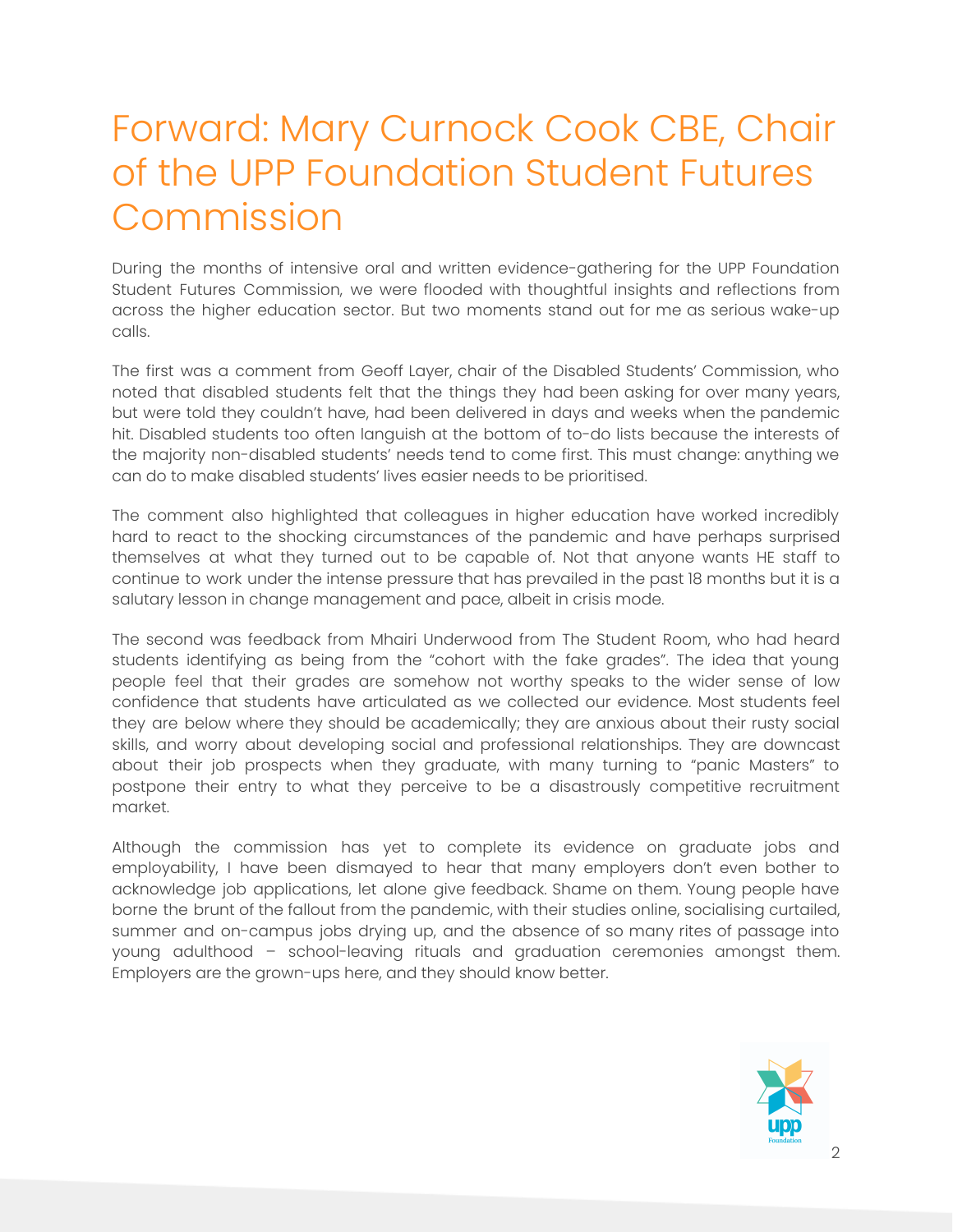# Forward: Mary Curnock Cook CBE, Chair of the UPP Foundation Student Futures Commission

During the months of intensive oral and written evidence-gathering for the UPP Foundation Student Futures Commission, we were flooded with thoughtful insights and reflections from across the higher education sector. But two moments stand out for me as serious wake-up calls.

The first was a comment from Geoff Layer, chair of the Disabled Students' Commission, who noted that disabled students felt that the things they had been asking for over many years, but were told they couldn't have, had been delivered in days and weeks when the pandemic hit. Disabled students too often languish at the bottom of to-do lists because the interests of the majority non-disabled students' needs tend to come first. This must change: anything we can do to make disabled students' lives easier needs to be prioritised.

The comment also highlighted that colleagues in higher education have worked incredibly hard to react to the shocking circumstances of the pandemic and have perhaps surprised themselves at what they turned out to be capable of. Not that anyone wants HE staff to continue to work under the intense pressure that has prevailed in the past 18 months but it is a salutary lesson in change management and pace, albeit in crisis mode.

The second was feedback from Mhairi Underwood from The Student Room, who had heard students identifying as being from the "cohort with the fake grades". The idea that young people feel that their grades are somehow not worthy speaks to the wider sense of low confidence that students have articulated as we collected our evidence. Most students feel they are below where they should be academically; they are anxious about their rusty social skills, and worry about developing social and professional relationships. They are downcast about their job prospects when they graduate, with many turning to "panic Masters" to postpone their entry to what they perceive to be a disastrously competitive recruitment market.

Although the commission has yet to complete its evidence on graduate jobs and employability, I have been dismayed to hear that many employers don't even bother to acknowledge job applications, let alone give feedback. Shame on them. Young people have borne the brunt of the fallout from the pandemic, with their studies online, socialising curtailed, summer and on-campus jobs drying up, and the absence of so many rites of passage into young adulthood – school-leaving rituals and graduation ceremonies amongst them. Employers are the grown-ups here, and they should know better.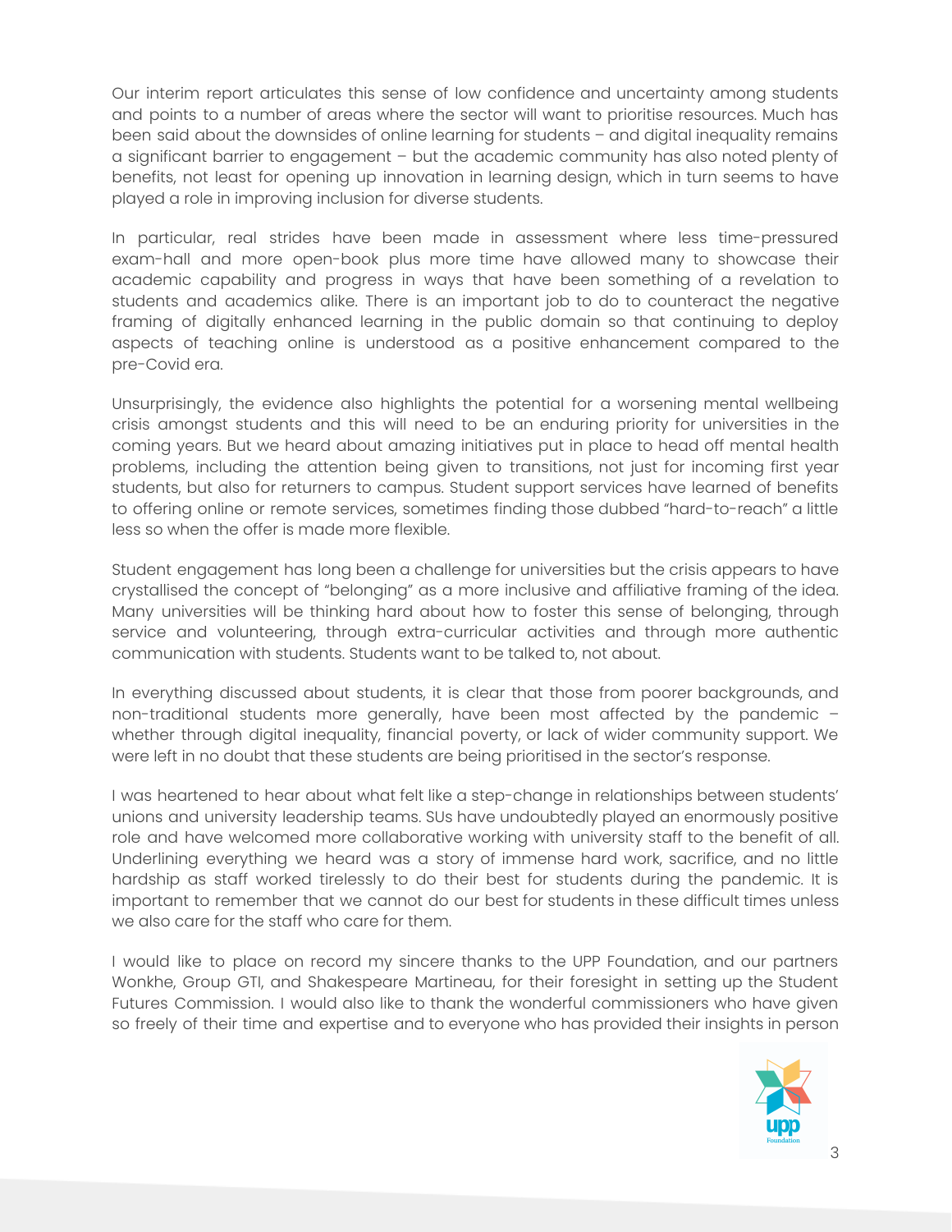Our interim report articulates this sense of low confidence and uncertainty among students and points to a number of areas where the sector will want to prioritise resources. Much has been said about the downsides of online learning for students – and digital inequality remains a significant barrier to engagement – but the academic community has also noted plenty of benefits, not least for opening up innovation in learning design, which in turn seems to have played a role in improving inclusion for diverse students.

In particular, real strides have been made in assessment where less time-pressured exam-hall and more open-book plus more time have allowed many to showcase their academic capability and progress in ways that have been something of a revelation to students and academics alike. There is an important job to do to counteract the negative framing of digitally enhanced learning in the public domain so that continuing to deploy aspects of teaching online is understood as a positive enhancement compared to the pre-Covid era.

Unsurprisingly, the evidence also highlights the potential for a worsening mental wellbeing crisis amongst students and this will need to be an enduring priority for universities in the coming years. But we heard about amazing initiatives put in place to head off mental health problems, including the attention being given to transitions, not just for incoming first year students, but also for returners to campus. Student support services have learned of benefits to offering online or remote services, sometimes finding those dubbed "hard-to-reach" a little less so when the offer is made more flexible.

Student engagement has long been a challenge for universities but the crisis appears to have crystallised the concept of "belonging" as a more inclusive and affiliative framing of the idea. Many universities will be thinking hard about how to foster this sense of belonging, through service and volunteering, through extra-curricular activities and through more authentic communication with students. Students want to be talked to, not about.

In everything discussed about students, it is clear that those from poorer backgrounds, and non-traditional students more generally, have been most affected by the pandemic – whether through digital inequality, financial poverty, or lack of wider community support. We were left in no doubt that these students are being prioritised in the sector's response.

I was heartened to hear about what felt like a step-change in relationships between students' unions and university leadership teams. SUs have undoubtedly played an enormously positive role and have welcomed more collaborative working with university staff to the benefit of all. Underlining everything we heard was a story of immense hard work, sacrifice, and no little hardship as staff worked tirelessly to do their best for students during the pandemic. It is important to remember that we cannot do our best for students in these difficult times unless we also care for the staff who care for them.

I would like to place on record my sincere thanks to the UPP Foundation, and our partners Wonkhe, Group GTI, and Shakespeare Martineau, for their foresight in setting up the Student Futures Commission. I would also like to thank the wonderful commissioners who have given so freely of their time and expertise and to everyone who has provided their insights in person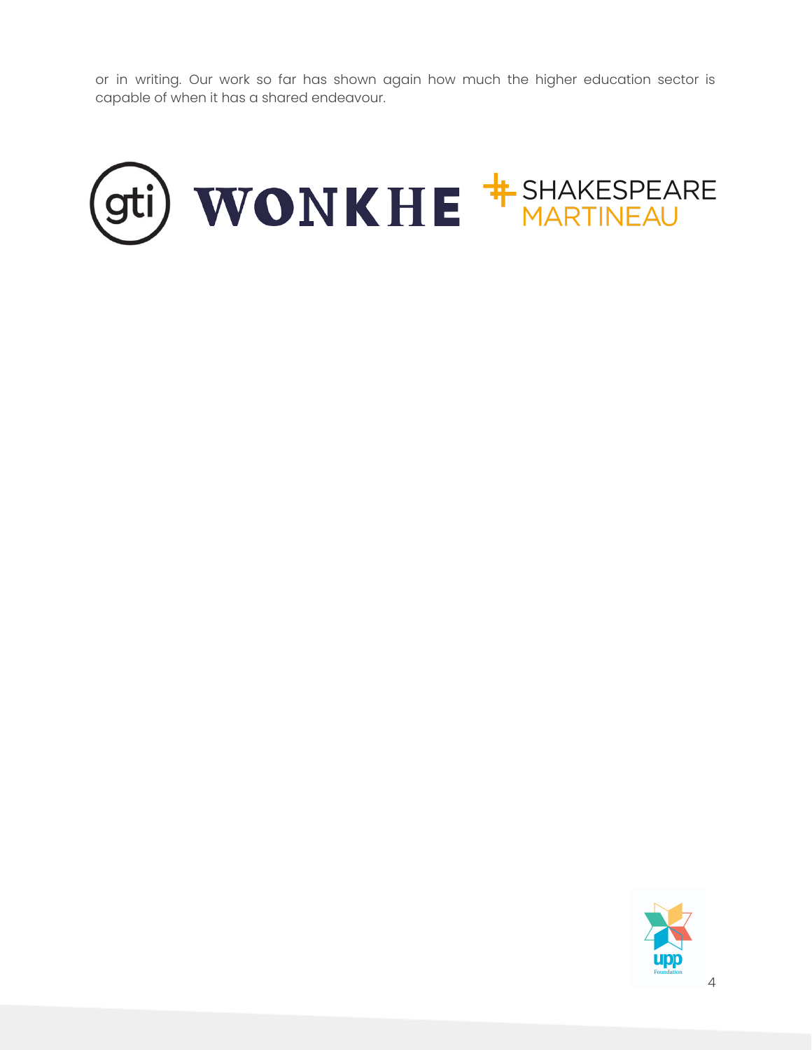or in writing. Our work so far has shown again how much the higher education sector is capable of when it has a shared endeavour.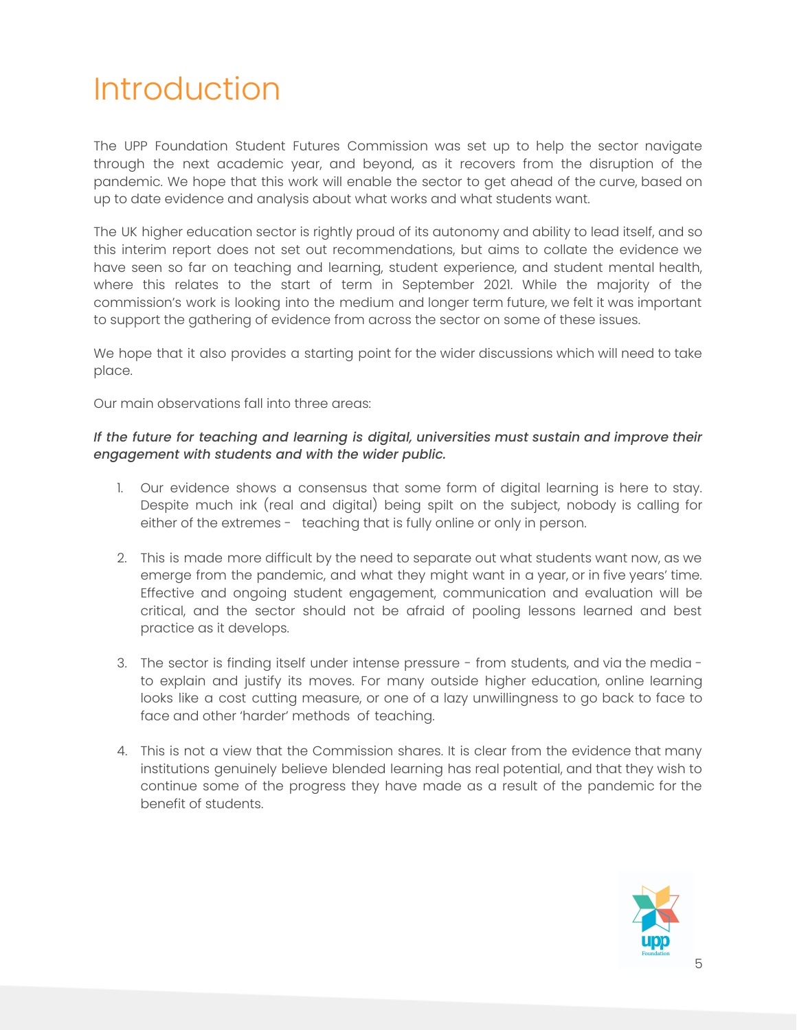# Introduction

The UPP Foundation Student Futures Commission was set up to help the sector navigate through the next academic year, and beyond, as it recovers from the disruption of the pandemic. We hope that this work will enable the sector to get ahead of the curve, based on up to date evidence and analysis about what works and what students want.

The UK higher education sector is rightly proud of its autonomy and ability to lead itself, and so this interim report does not set out recommendations, but aims to collate the evidence we have seen so far on teaching and learning, student experience, and student mental health, where this relates to the start of term in September 2021. While the majority of the commission's work is looking into the medium and longer term future, we felt it was important to support the gathering of evidence from across the sector on some of these issues.

We hope that it also provides a starting point for the wider discussions which will need to take place.

Our main observations fall into three areas:

***If the future for teaching and learning is digital, universities must sustain and improve their engagement with students and with the wider public.***

1. Our evidence shows a consensus that some form of digital learning is here to stay. Despite much ink (real and digital) being spilt on the subject, nobody is calling for either of the extremes - teaching that is fully online or only in person.

2. This is made more difficult by the need to separate out what students want now, as we emerge from the pandemic, and what they might want in a year, or in five years' time. Effective and ongoing student engagement, communication and evaluation will be critical, and the sector should not be afraid of pooling lessons learned and best practice as it develops.

3. The sector is finding itself under intense pressure - from students, and via the media - to explain and justify its moves. For many outside higher education, online learning looks like a cost cutting measure, or one of a lazy unwillingness to go back to face to face and other 'harder' methods of teaching.

4. This is not a view that the Commission shares. It is clear from the evidence that many institutions genuinely believe blended learning has real potential, and that they wish to continue some of the progress they have made as a result of the pandemic for the benefit of students.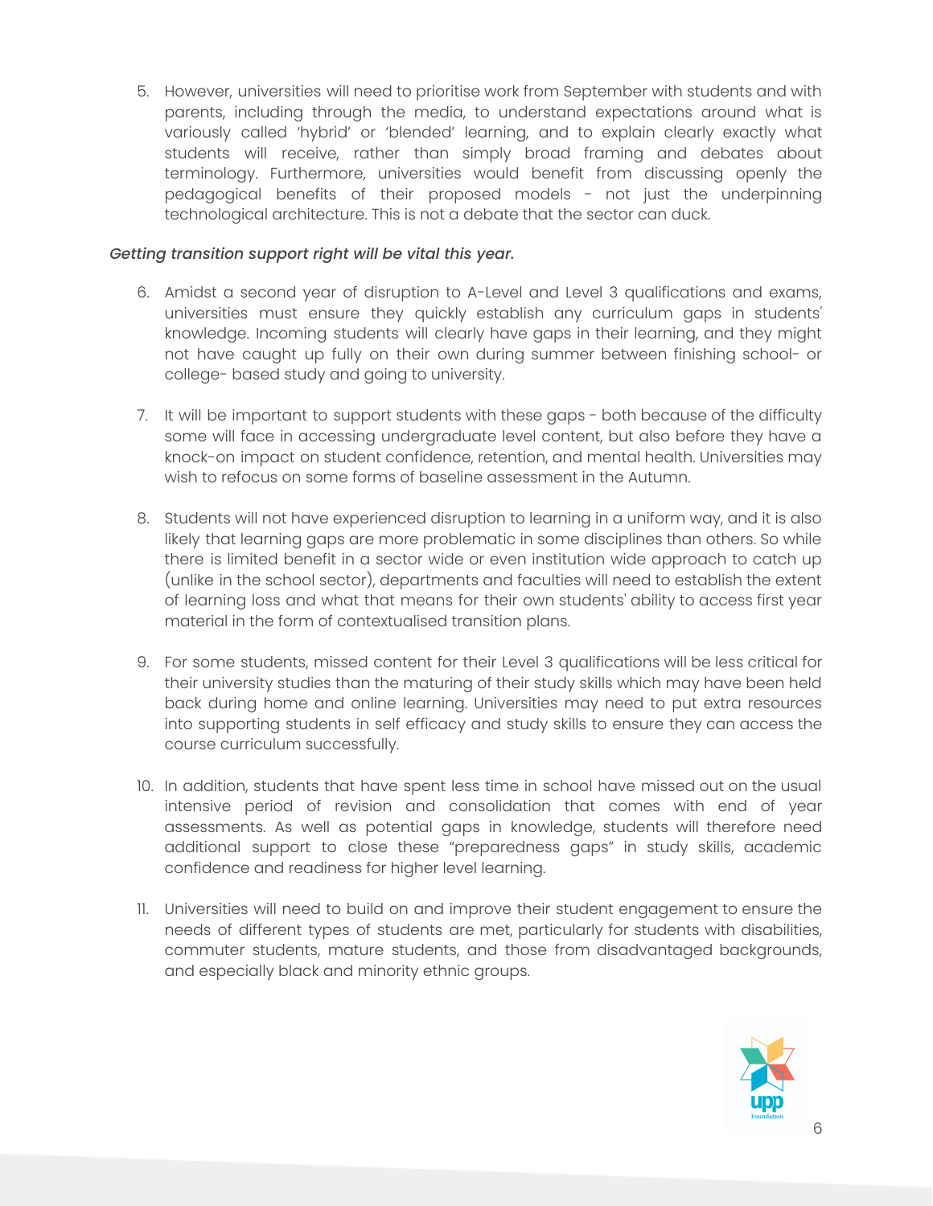5. However, universities will need to prioritise work from September with students and with parents, including through the media, to understand expectations around what is variously called 'hybrid' or 'blended' learning, and to explain clearly exactly what students will receive, rather than simply broad framing and debates about terminology. Furthermore, universities would benefit from discussing openly the pedagogical benefits of their proposed models - not just the underpinning technological architecture. This is not a debate that the sector can duck.

*Getting transition support right will be vital this year.*

6. Amidst a second year of disruption to A-Level and Level 3 qualifications and exams, universities must ensure they quickly establish any curriculum gaps in students' knowledge. Incoming students will clearly have gaps in their learning, and they might not have caught up fully on their own during summer between finishing school- or college- based study and going to university.

7. It will be important to support students with these gaps - both because of the difficulty some will face in accessing undergraduate level content, but also before they have a knock-on impact on student confidence, retention, and mental health. Universities may wish to refocus on some forms of baseline assessment in the Autumn.

8. Students will not have experienced disruption to learning in a uniform way, and it is also likely that learning gaps are more problematic in some disciplines than others. So while there is limited benefit in a sector wide or even institution wide approach to catch up (unlike in the school sector), departments and faculties will need to establish the extent of learning loss and what that means for their own students' ability to access first year material in the form of contextualised transition plans.

9. For some students, missed content for their Level 3 qualifications will be less critical for their university studies than the maturing of their study skills which may have been held back during home and online learning. Universities may need to put extra resources into supporting students in self efficacy and study skills to ensure they can access the course curriculum successfully.

10. In addition, students that have spent less time in school have missed out on the usual intensive period of revision and consolidation that comes with end of year assessments. As well as potential gaps in knowledge, students will therefore need additional support to close these "preparedness gaps" in study skills, academic confidence and readiness for higher level learning.

11. Universities will need to build on and improve their student engagement to ensure the needs of different types of students are met, particularly for students with disabilities, commuter students, mature students, and those from disadvantaged backgrounds, and especially black and minority ethnic groups.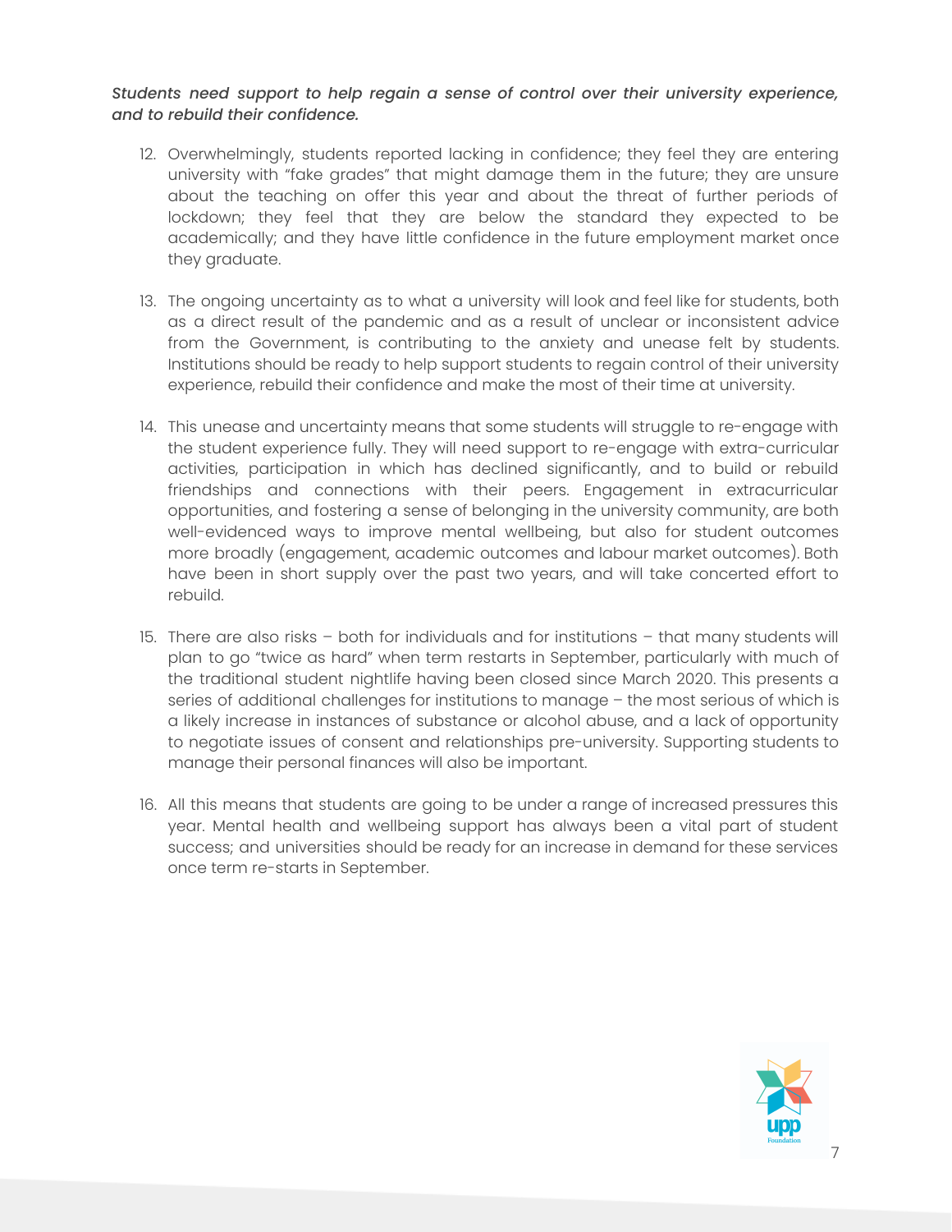*Students need support to help regain a sense of control over their university experience, and to rebuild their confidence.*

12. Overwhelmingly, students reported lacking in confidence; they feel they are entering university with "fake grades" that might damage them in the future; they are unsure about the teaching on offer this year and about the threat of further periods of lockdown; they feel that they are below the standard they expected to be academically; and they have little confidence in the future employment market once they graduate.

13. The ongoing uncertainty as to what a university will look and feel like for students, both as a direct result of the pandemic and as a result of unclear or inconsistent advice from the Government, is contributing to the anxiety and unease felt by students. Institutions should be ready to help support students to regain control of their university experience, rebuild their confidence and make the most of their time at university.

14. This unease and uncertainty means that some students will struggle to re-engage with the student experience fully. They will need support to re-engage with extra-curricular activities, participation in which has declined significantly, and to build or rebuild friendships and connections with their peers. Engagement in extracurricular opportunities, and fostering a sense of belonging in the university community, are both well-evidenced ways to improve mental wellbeing, but also for student outcomes more broadly (engagement, academic outcomes and labour market outcomes). Both have been in short supply over the past two years, and will take concerted effort to rebuild.

15. There are also risks – both for individuals and for institutions – that many students will plan to go "twice as hard" when term restarts in September, particularly with much of the traditional student nightlife having been closed since March 2020. This presents a series of additional challenges for institutions to manage – the most serious of which is a likely increase in instances of substance or alcohol abuse, and a lack of opportunity to negotiate issues of consent and relationships pre-university. Supporting students to manage their personal finances will also be important.

16. All this means that students are going to be under a range of increased pressures this year. Mental health and wellbeing support has always been a vital part of student success; and universities should be ready for an increase in demand for these services once term re-starts in September.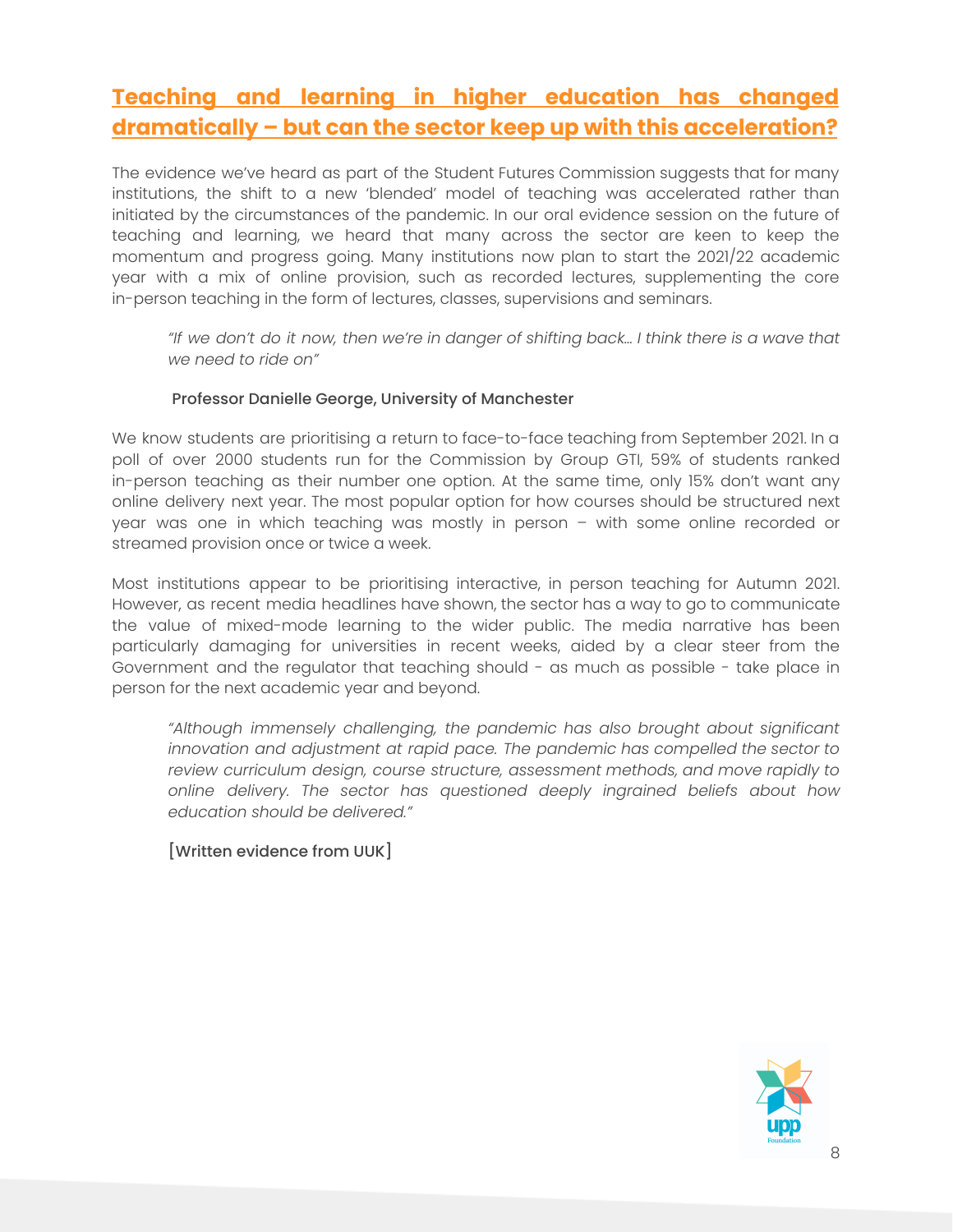## Teaching and learning in higher education has changed dramatically – but can the sector keep up with this acceleration?

The evidence we've heard as part of the Student Futures Commission suggests that for many institutions, the shift to a new 'blended' model of teaching was accelerated rather than initiated by the circumstances of the pandemic. In our oral evidence session on the future of teaching and learning, we heard that many across the sector are keen to keep the momentum and progress going. Many institutions now plan to start the 2021/22 academic year with a mix of online provision, such as recorded lectures, supplementing the core in-person teaching in the form of lectures, classes, supervisions and seminars.

> *"If we don't do it now, then we're in danger of shifting back… I think there is a wave that we need to ride on"*
>
> Professor Danielle George, University of Manchester

We know students are prioritising a return to face-to-face teaching from September 2021. In a poll of over 2000 students run for the Commission by Group GTI, 59% of students ranked in-person teaching as their number one option. At the same time, only 15% don't want any online delivery next year. The most popular option for how courses should be structured next year was one in which teaching was mostly in person – with some online recorded or streamed provision once or twice a week.

Most institutions appear to be prioritising interactive, in person teaching for Autumn 2021. However, as recent media headlines have shown, the sector has a way to go to communicate the value of mixed-mode learning to the wider public. The media narrative has been particularly damaging for universities in recent weeks, aided by a clear steer from the Government and the regulator that teaching should - as much as possible - take place in person for the next academic year and beyond.

> *"Although immensely challenging, the pandemic has also brought about significant innovation and adjustment at rapid pace. The pandemic has compelled the sector to review curriculum design, course structure, assessment methods, and move rapidly to online delivery. The sector has questioned deeply ingrained beliefs about how education should be delivered."*
>
> [Written evidence from UUK]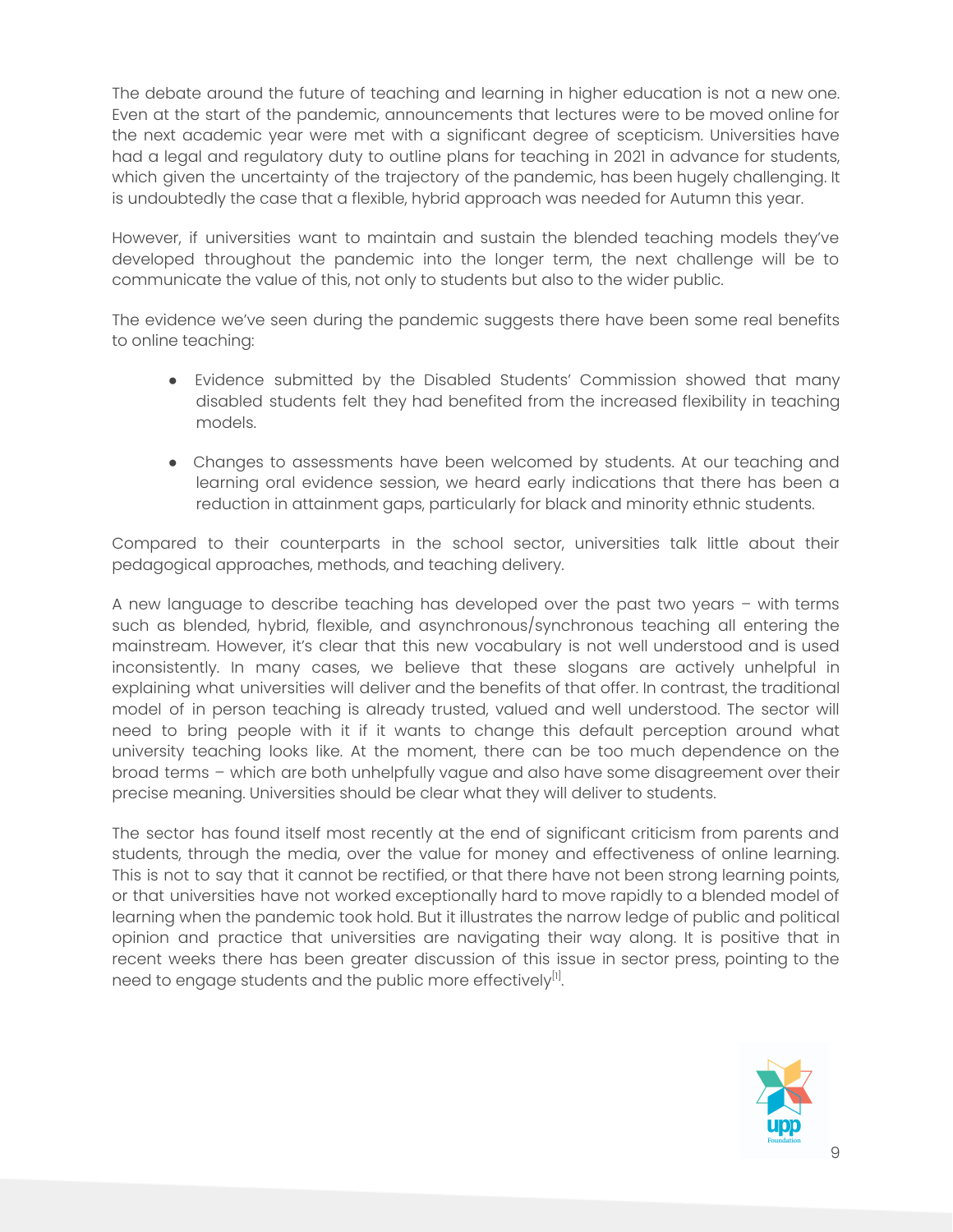The debate around the future of teaching and learning in higher education is not a new one. Even at the start of the pandemic, announcements that lectures were to be moved online for the next academic year were met with a significant degree of scepticism. Universities have had a legal and regulatory duty to outline plans for teaching in 2021 in advance for students, which given the uncertainty of the trajectory of the pandemic, has been hugely challenging. It is undoubtedly the case that a flexible, hybrid approach was needed for Autumn this year.

However, if universities want to maintain and sustain the blended teaching models they've developed throughout the pandemic into the longer term, the next challenge will be to communicate the value of this, not only to students but also to the wider public.

The evidence we've seen during the pandemic suggests there have been some real benefits to online teaching:

- Evidence submitted by the Disabled Students' Commission showed that many disabled students felt they had benefited from the increased flexibility in teaching models.
- Changes to assessments have been welcomed by students. At our teaching and learning oral evidence session, we heard early indications that there has been a reduction in attainment gaps, particularly for black and minority ethnic students.

Compared to their counterparts in the school sector, universities talk little about their pedagogical approaches, methods, and teaching delivery.

A new language to describe teaching has developed over the past two years – with terms such as blended, hybrid, flexible, and asynchronous/synchronous teaching all entering the mainstream. However, it's clear that this new vocabulary is not well understood and is used inconsistently. In many cases, we believe that these slogans are actively unhelpful in explaining what universities will deliver and the benefits of that offer. In contrast, the traditional model of in person teaching is already trusted, valued and well understood. The sector will need to bring people with it if it wants to change this default perception around what university teaching looks like. At the moment, there can be too much dependence on the broad terms – which are both unhelpfully vague and also have some disagreement over their precise meaning. Universities should be clear what they will deliver to students.

The sector has found itself most recently at the end of significant criticism from parents and students, through the media, over the value for money and effectiveness of online learning. This is not to say that it cannot be rectified, or that there have not been strong learning points, or that universities have not worked exceptionally hard to move rapidly to a blended model of learning when the pandemic took hold. But it illustrates the narrow ledge of public and political opinion and practice that universities are navigating their way along. It is positive that in recent weeks there has been greater discussion of this issue in sector press, pointing to the need to engage students and the public more effectively[1].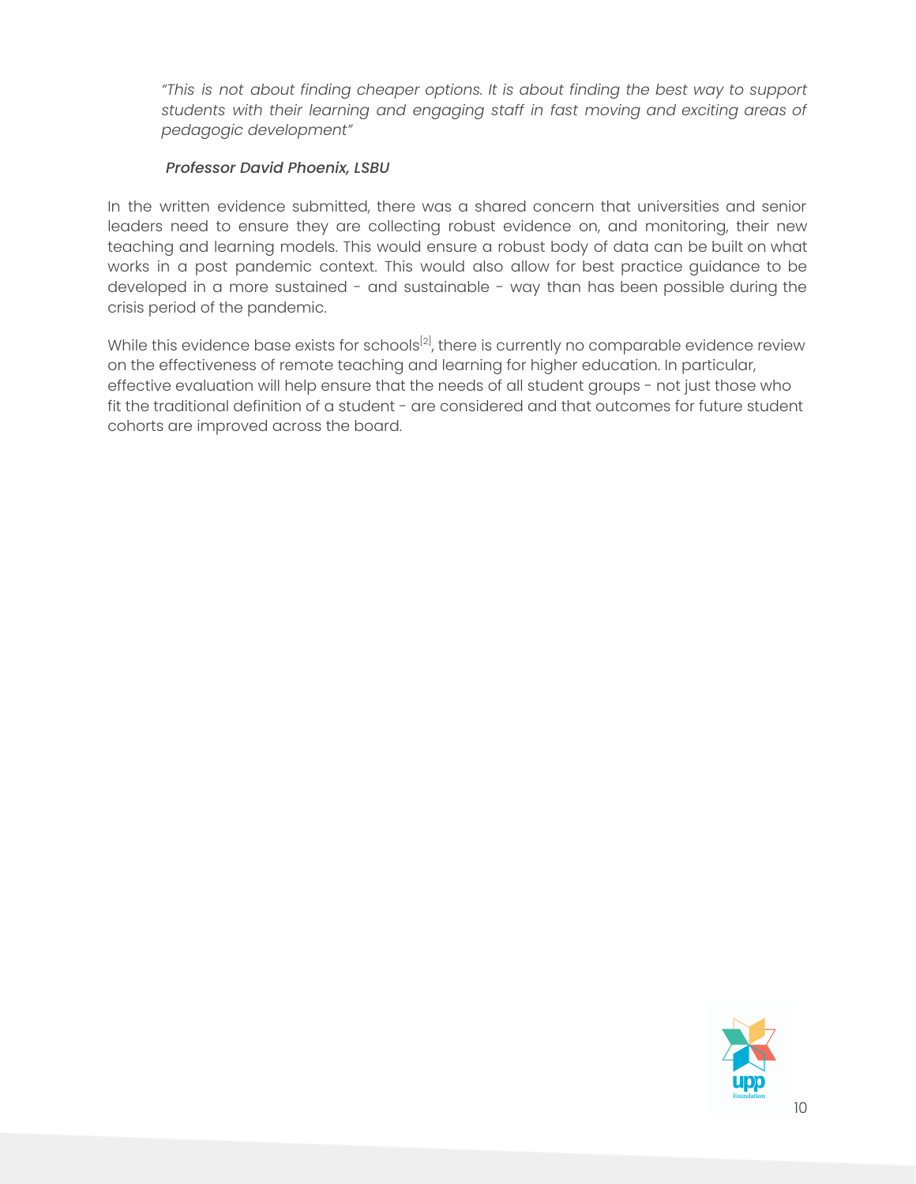*"This is not about finding cheaper options. It is about finding the best way to support students with their learning and engaging staff in fast moving and exciting areas of pedagogic development"*

***Professor David Phoenix, LSBU***

In the written evidence submitted, there was a shared concern that universities and senior leaders need to ensure they are collecting robust evidence on, and monitoring, their new teaching and learning models. This would ensure a robust body of data can be built on what works in a post pandemic context. This would also allow for best practice guidance to be developed in a more sustained - and sustainable - way than has been possible during the crisis period of the pandemic.

While this evidence base exists for schools[2], there is currently no comparable evidence review on the effectiveness of remote teaching and learning for higher education. In particular, effective evaluation will help ensure that the needs of all student groups - not just those who fit the traditional definition of a student - are considered and that outcomes for future student cohorts are improved across the board.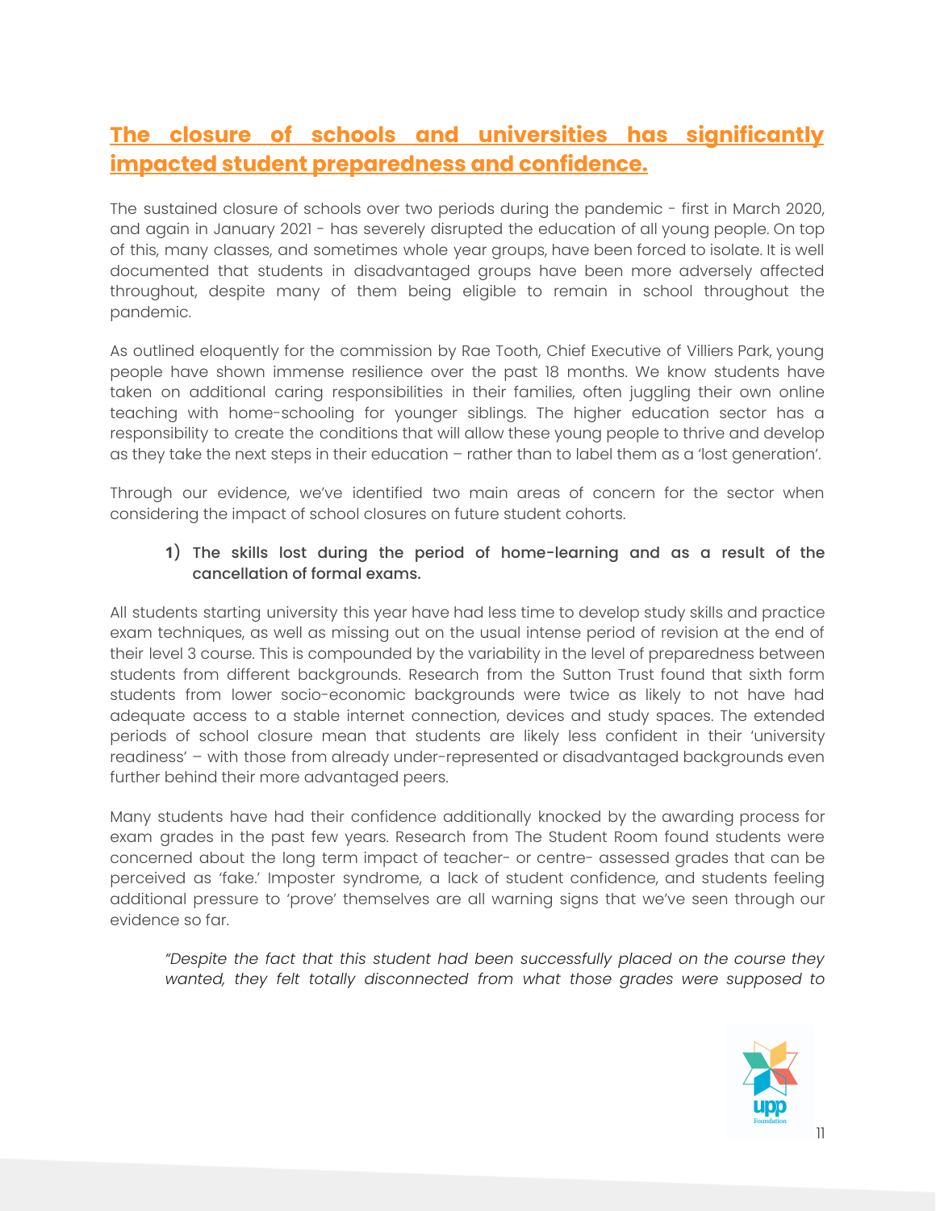## The closure of schools and universities has significantly impacted student preparedness and confidence.

The sustained closure of schools over two periods during the pandemic - first in March 2020, and again in January 2021 - has severely disrupted the education of all young people. On top of this, many classes, and sometimes whole year groups, have been forced to isolate. It is well documented that students in disadvantaged groups have been more adversely affected throughout, despite many of them being eligible to remain in school throughout the pandemic.

As outlined eloquently for the commission by Rae Tooth, Chief Executive of Villiers Park, young people have shown immense resilience over the past 18 months. We know students have taken on additional caring responsibilities in their families, often juggling their own online teaching with home-schooling for younger siblings. The higher education sector has a responsibility to create the conditions that will allow these young people to thrive and develop as they take the next steps in their education – rather than to label them as a 'lost generation'.

Through our evidence, we've identified two main areas of concern for the sector when considering the impact of school closures on future student cohorts.

1) The skills lost during the period of home-learning and as a result of the cancellation of formal exams.

All students starting university this year have had less time to develop study skills and practice exam techniques, as well as missing out on the usual intense period of revision at the end of their level 3 course. This is compounded by the variability in the level of preparedness between students from different backgrounds. Research from the Sutton Trust found that sixth form students from lower socio-economic backgrounds were twice as likely to not have had adequate access to a stable internet connection, devices and study spaces. The extended periods of school closure mean that students are likely less confident in their 'university readiness' – with those from already under-represented or disadvantaged backgrounds even further behind their more advantaged peers.

Many students have had their confidence additionally knocked by the awarding process for exam grades in the past few years. Research from The Student Room found students were concerned about the long term impact of teacher- or centre- assessed grades that can be perceived as 'fake.' Imposter syndrome, a lack of student confidence, and students feeling additional pressure to 'prove' themselves are all warning signs that we've seen through our evidence so far.

> *"Despite the fact that this student had been successfully placed on the course they wanted, they felt totally disconnected from what those grades were supposed to*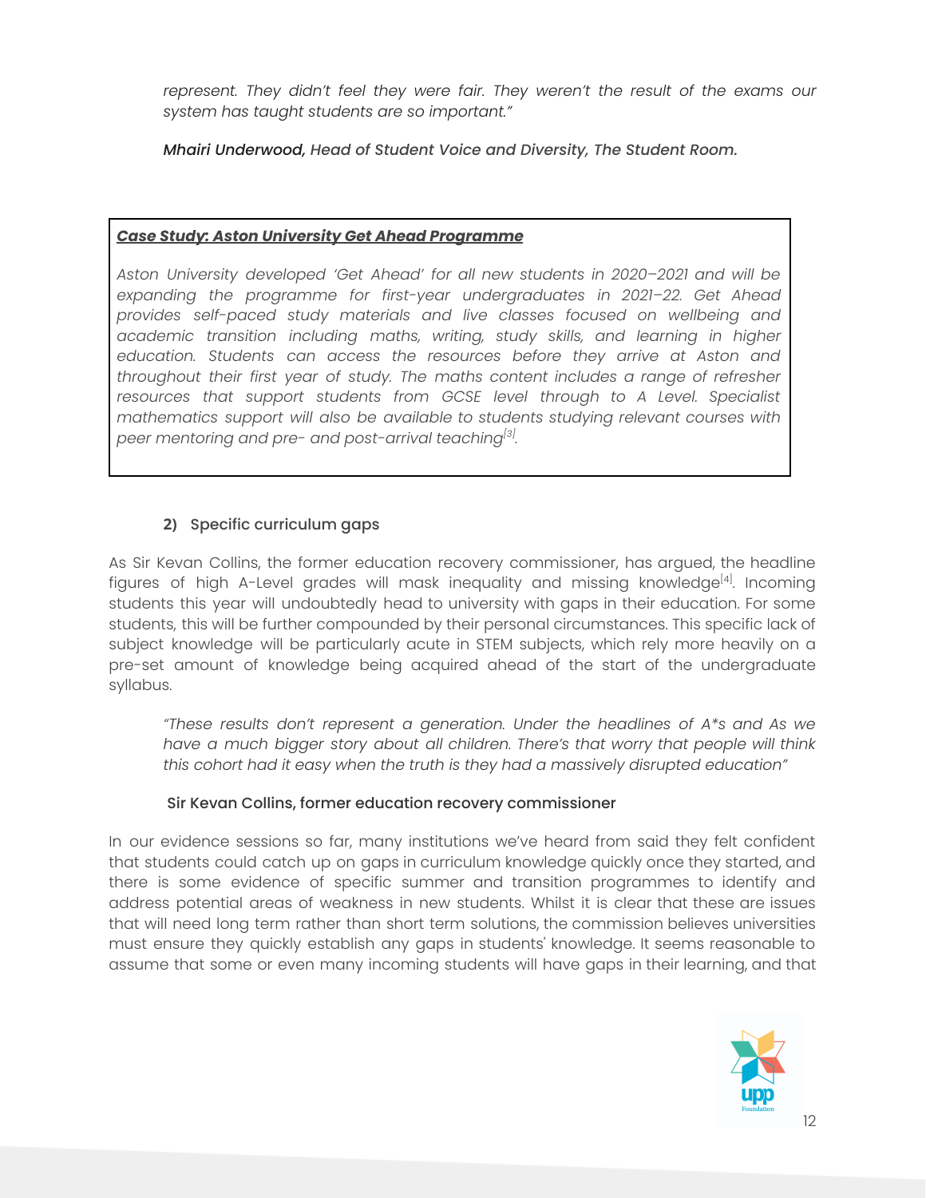*represent. They didn't feel they were fair. They weren't the result of the exams our system has taught students are so important."*

***Mhairi Underwood,** Head of Student Voice and Diversity, The Student Room.*

***Case Study: Aston University Get Ahead Programme***

*Aston University developed 'Get Ahead' for all new students in 2020–2021 and will be expanding the programme for first-year undergraduates in 2021–22. Get Ahead provides self-paced study materials and live classes focused on wellbeing and academic transition including maths, writing, study skills, and learning in higher education. Students can access the resources before they arrive at Aston and throughout their first year of study. The maths content includes a range of refresher resources that support students from GCSE level through to A Level. Specialist mathematics support will also be available to students studying relevant courses with peer mentoring and pre- and post-arrival teaching[3].*

### 2) Specific curriculum gaps

As Sir Kevan Collins, the former education recovery commissioner, has argued, the headline figures of high A-Level grades will mask inequality and missing knowledge[4]. Incoming students this year will undoubtedly head to university with gaps in their education. For some students, this will be further compounded by their personal circumstances. This specific lack of subject knowledge will be particularly acute in STEM subjects, which rely more heavily on a pre-set amount of knowledge being acquired ahead of the start of the undergraduate syllabus.

*"These results don't represent a generation. Under the headlines of A*s and As we have a much bigger story about all children. There's that worry that people will think this cohort had it easy when the truth is they had a massively disrupted education"*

Sir Kevan Collins, former education recovery commissioner

In our evidence sessions so far, many institutions we've heard from said they felt confident that students could catch up on gaps in curriculum knowledge quickly once they started, and there is some evidence of specific summer and transition programmes to identify and address potential areas of weakness in new students. Whilst it is clear that these are issues that will need long term rather than short term solutions, the commission believes universities must ensure they quickly establish any gaps in students' knowledge. It seems reasonable to assume that some or even many incoming students will have gaps in their learning, and that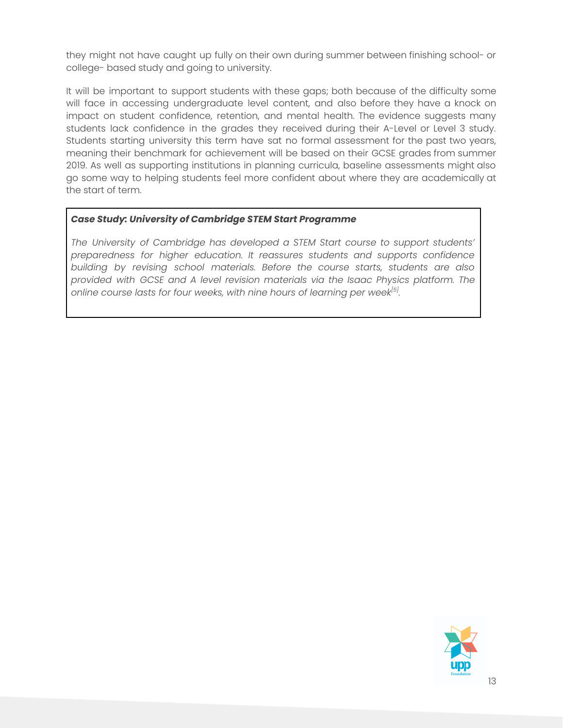they might not have caught up fully on their own during summer between finishing school- or college- based study and going to university.

It will be important to support students with these gaps; both because of the difficulty some will face in accessing undergraduate level content, and also before they have a knock on impact on student confidence, retention, and mental health. The evidence suggests many students lack confidence in the grades they received during their A-Level or Level 3 study. Students starting university this term have sat no formal assessment for the past two years, meaning their benchmark for achievement will be based on their GCSE grades from summer 2019. As well as supporting institutions in planning curricula, baseline assessments might also go some way to helping students feel more confident about where they are academically at the start of term.

> ***Case Study: University of Cambridge STEM Start Programme***
>
> *The University of Cambridge has developed a STEM Start course to support students' preparedness for higher education. It reassures students and supports confidence building by revising school materials. Before the course starts, students are also provided with GCSE and A level revision materials via the Isaac Physics platform. The online course lasts for four weeks, with nine hours of learning per week[5].*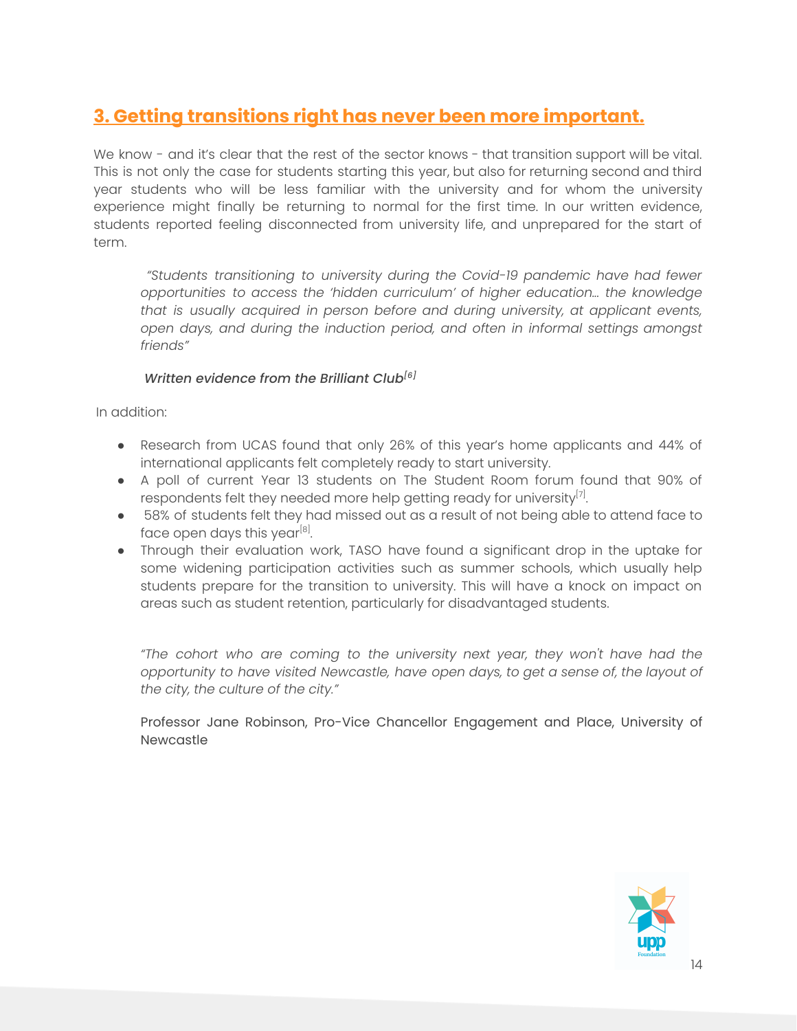## 3. Getting transitions right has never been more important.

We know - and it's clear that the rest of the sector knows - that transition support will be vital. This is not only the case for students starting this year, but also for returning second and third year students who will be less familiar with the university and for whom the university experience might finally be returning to normal for the first time. In our written evidence, students reported feeling disconnected from university life, and unprepared for the start of term.

> *"Students transitioning to university during the Covid-19 pandemic have had fewer opportunities to access the 'hidden curriculum' of higher education… the knowledge that is usually acquired in person before and during university, at applicant events, open days, and during the induction period, and often in informal settings amongst friends"*
>
> ***Written evidence from the Brilliant Club[6]***

In addition:

- Research from UCAS found that only 26% of this year's home applicants and 44% of international applicants felt completely ready to start university.
- A poll of current Year 13 students on The Student Room forum found that 90% of respondents felt they needed more help getting ready for university[7].
- 58% of students felt they had missed out as a result of not being able to attend face to face open days this year[8].
- Through their evaluation work, TASO have found a significant drop in the uptake for some widening participation activities such as summer schools, which usually help students prepare for the transition to university. This will have a knock on impact on areas such as student retention, particularly for disadvantaged students.

> *"The cohort who are coming to the university next year, they won't have had the opportunity to have visited Newcastle, have open days, to get a sense of, the layout of the city, the culture of the city."*
>
> Professor Jane Robinson, Pro-Vice Chancellor Engagement and Place, University of Newcastle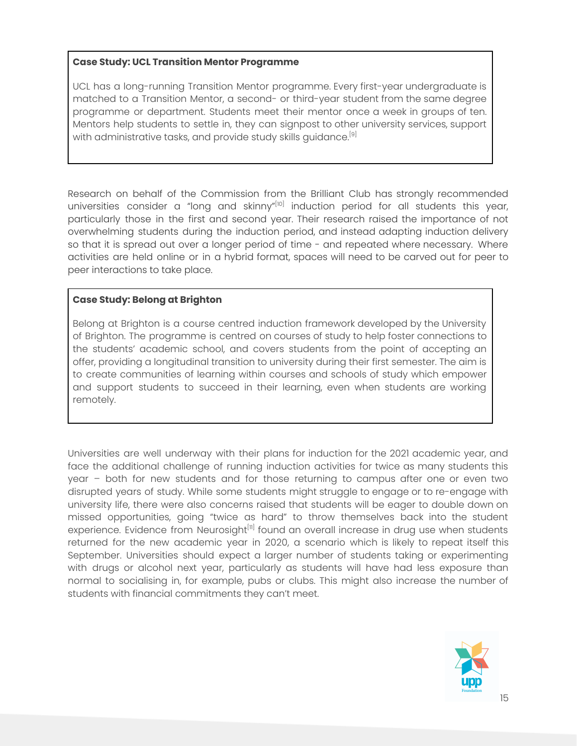**Case Study: UCL Transition Mentor Programme**

UCL has a long-running Transition Mentor programme. Every first-year undergraduate is matched to a Transition Mentor, a second- or third-year student from the same degree programme or department. Students meet their mentor once a week in groups of ten. Mentors help students to settle in, they can signpost to other university services, support with administrative tasks, and provide study skills guidance.[9]

Research on behalf of the Commission from the Brilliant Club has strongly recommended universities consider a "long and skinny"[10] induction period for all students this year, particularly those in the first and second year. Their research raised the importance of not overwhelming students during the induction period, and instead adapting induction delivery so that it is spread out over a longer period of time - and repeated where necessary. Where activities are held online or in a hybrid format, spaces will need to be carved out for peer to peer interactions to take place.

**Case Study: Belong at Brighton**

Belong at Brighton is a course centred induction framework developed by the University of Brighton. The programme is centred on courses of study to help foster connections to the students' academic school, and covers students from the point of accepting an offer, providing a longitudinal transition to university during their first semester. The aim is to create communities of learning within courses and schools of study which empower and support students to succeed in their learning, even when students are working remotely.

Universities are well underway with their plans for induction for the 2021 academic year, and face the additional challenge of running induction activities for twice as many students this year – both for new students and for those returning to campus after one or even two disrupted years of study. While some students might struggle to engage or to re-engage with university life, there were also concerns raised that students will be eager to double down on missed opportunities, going "twice as hard" to throw themselves back into the student experience. Evidence from Neurosight[11] found an overall increase in drug use when students returned for the new academic year in 2020, a scenario which is likely to repeat itself this September. Universities should expect a larger number of students taking or experimenting with drugs or alcohol next year, particularly as students will have had less exposure than normal to socialising in, for example, pubs or clubs. This might also increase the number of students with financial commitments they can't meet.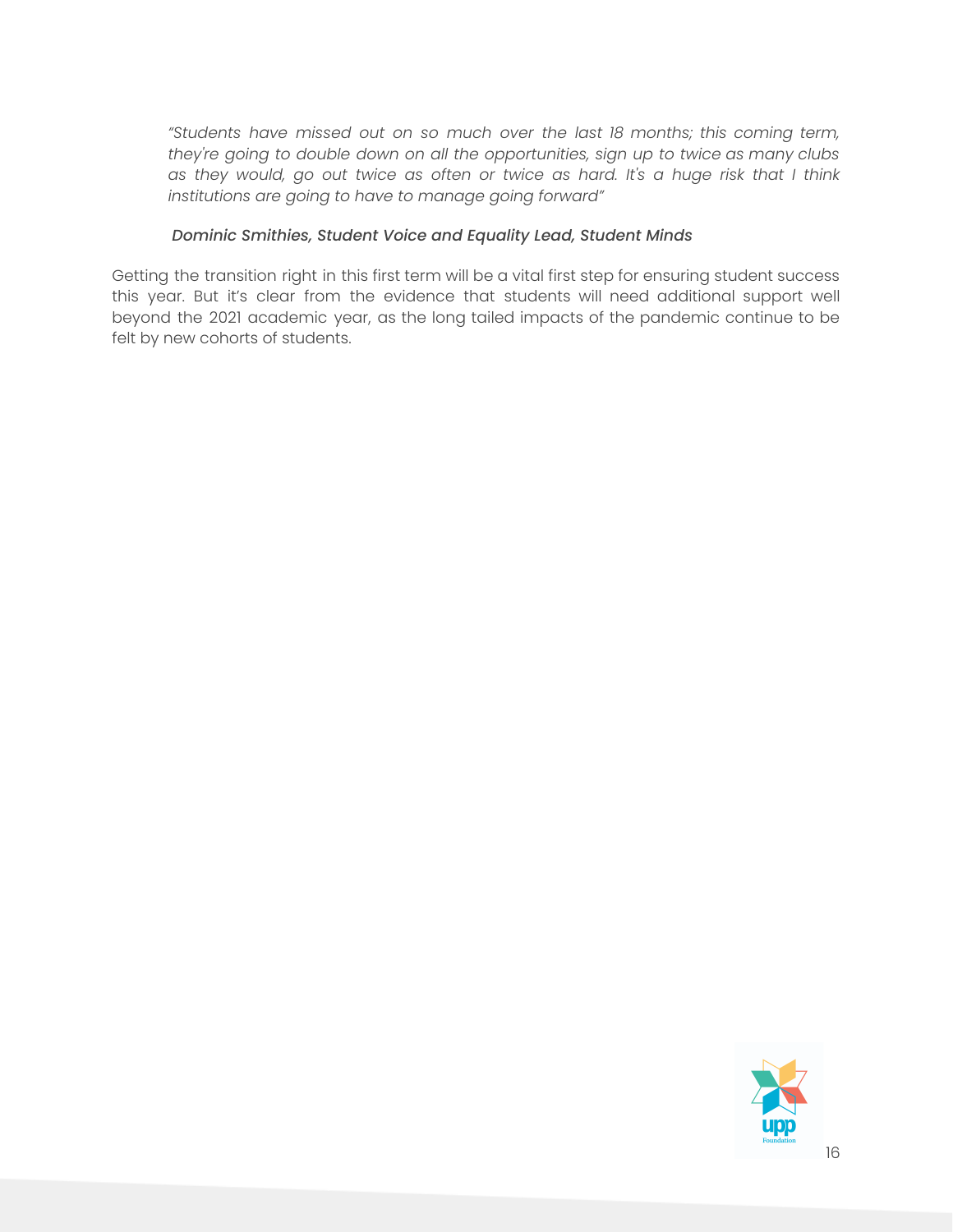> *"Students have missed out on so much over the last 18 months; this coming term, they're going to double down on all the opportunities, sign up to twice as many clubs as they would, go out twice as often or twice as hard. It's a huge risk that I think institutions are going to have to manage going forward"*
>
> ***Dominic Smithies, Student Voice and Equality Lead, Student Minds***

Getting the transition right in this first term will be a vital first step for ensuring student success this year. But it's clear from the evidence that students will need additional support well beyond the 2021 academic year, as the long tailed impacts of the pandemic continue to be felt by new cohorts of students.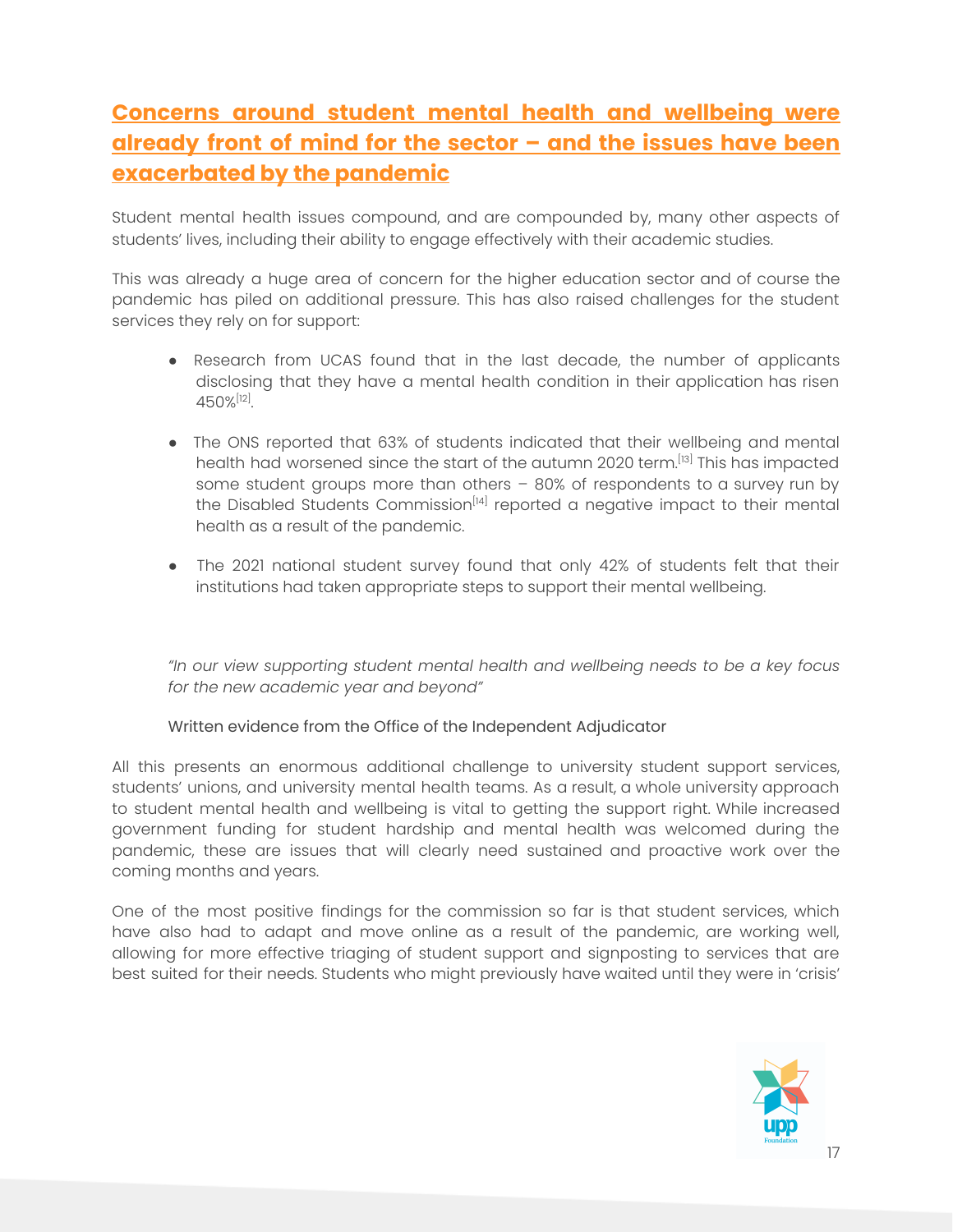## Concerns around student mental health and wellbeing were already front of mind for the sector – and the issues have been exacerbated by the pandemic

Student mental health issues compound, and are compounded by, many other aspects of students' lives, including their ability to engage effectively with their academic studies.

This was already a huge area of concern for the higher education sector and of course the pandemic has piled on additional pressure. This has also raised challenges for the student services they rely on for support:

- Research from UCAS found that in the last decade, the number of applicants disclosing that they have a mental health condition in their application has risen 450%[12].
- The ONS reported that 63% of students indicated that their wellbeing and mental health had worsened since the start of the autumn 2020 term.[13] This has impacted some student groups more than others – 80% of respondents to a survey run by the Disabled Students Commission[14] reported a negative impact to their mental health as a result of the pandemic.
- The 2021 national student survey found that only 42% of students felt that their institutions had taken appropriate steps to support their mental wellbeing.

> *"In our view supporting student mental health and wellbeing needs to be a key focus for the new academic year and beyond"*
>
> Written evidence from the Office of the Independent Adjudicator

All this presents an enormous additional challenge to university student support services, students' unions, and university mental health teams. As a result, a whole university approach to student mental health and wellbeing is vital to getting the support right. While increased government funding for student hardship and mental health was welcomed during the pandemic, these are issues that will clearly need sustained and proactive work over the coming months and years.

One of the most positive findings for the commission so far is that student services, which have also had to adapt and move online as a result of the pandemic, are working well, allowing for more effective triaging of student support and signposting to services that are best suited for their needs. Students who might previously have waited until they were in 'crisis'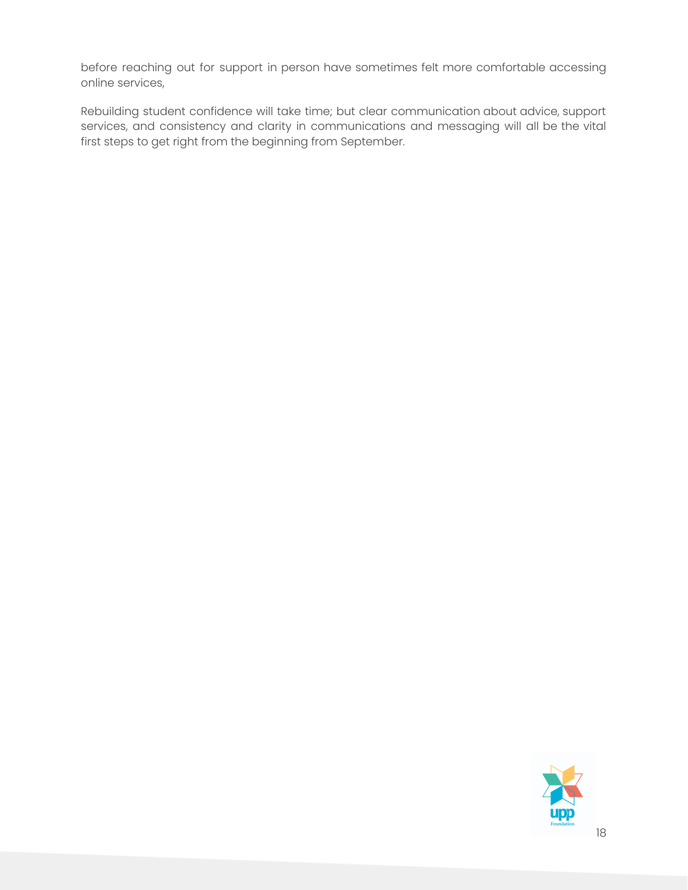before reaching out for support in person have sometimes felt more comfortable accessing online services,

Rebuilding student confidence will take time; but clear communication about advice, support services, and consistency and clarity in communications and messaging will all be the vital first steps to get right from the beginning from September.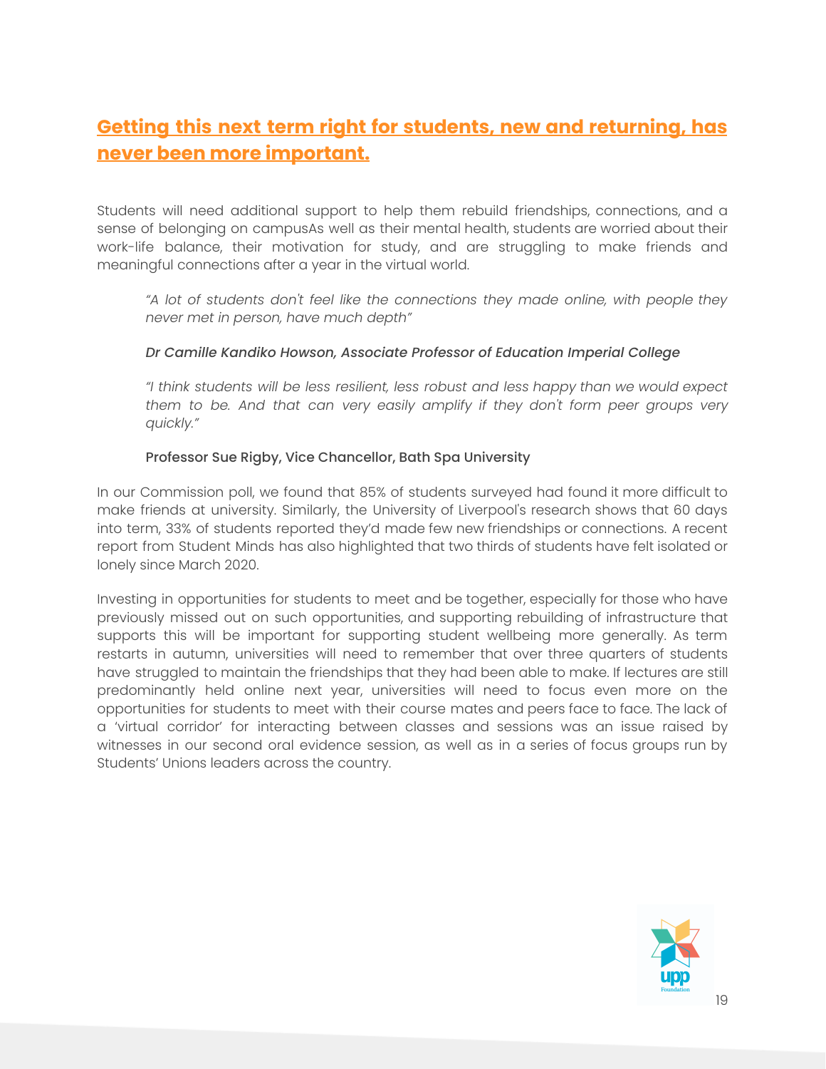## **Getting this next term right for students, new and returning, has never been more important.**

Students will need additional support to help them rebuild friendships, connections, and a sense of belonging on campusAs well as their mental health, students are worried about their work-life balance, their motivation for study, and are struggling to make friends and meaningful connections after a year in the virtual world.

> *"A lot of students don't feel like the connections they made online, with people they never met in person, have much depth"*
>
> ***Dr Camille Kandiko Howson, Associate Professor of Education Imperial College***
>
> *"I think students will be less resilient, less robust and less happy than we would expect them to be. And that can very easily amplify if they don't form peer groups very quickly."*
>
> Professor Sue Rigby, Vice Chancellor, Bath Spa University

In our Commission poll, we found that 85% of students surveyed had found it more difficult to make friends at university. Similarly, the University of Liverpool's research shows that 60 days into term, 33% of students reported they'd made few new friendships or connections. A recent report from Student Minds has also highlighted that two thirds of students have felt isolated or lonely since March 2020.

Investing in opportunities for students to meet and be together, especially for those who have previously missed out on such opportunities, and supporting rebuilding of infrastructure that supports this will be important for supporting student wellbeing more generally. As term restarts in autumn, universities will need to remember that over three quarters of students have struggled to maintain the friendships that they had been able to make. If lectures are still predominantly held online next year, universities will need to focus even more on the opportunities for students to meet with their course mates and peers face to face. The lack of a 'virtual corridor' for interacting between classes and sessions was an issue raised by witnesses in our second oral evidence session, as well as in a series of focus groups run by Students' Unions leaders across the country.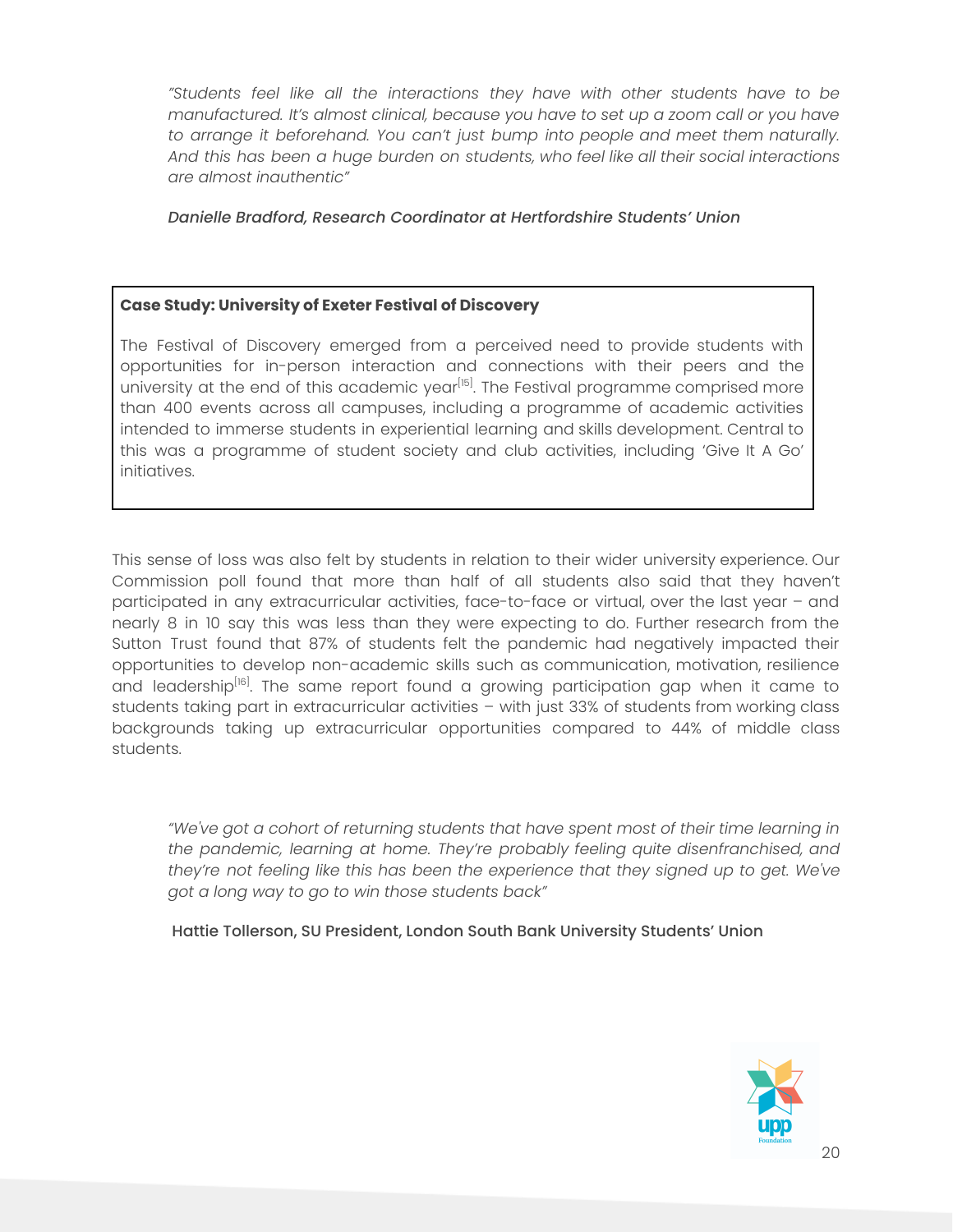*"Students feel like all the interactions they have with other students have to be manufactured. It's almost clinical, because you have to set up a zoom call or you have to arrange it beforehand. You can't just bump into people and meet them naturally. And this has been a huge burden on students, who feel like all their social interactions are almost inauthentic"*

*Danielle Bradford, Research Coordinator at Hertfordshire Students' Union*

**Case Study: University of Exeter Festival of Discovery**

The Festival of Discovery emerged from a perceived need to provide students with opportunities for in-person interaction and connections with their peers and the university at the end of this academic year[15]. The Festival programme comprised more than 400 events across all campuses, including a programme of academic activities intended to immerse students in experiential learning and skills development. Central to this was a programme of student society and club activities, including 'Give It A Go' initiatives.

This sense of loss was also felt by students in relation to their wider university experience. Our Commission poll found that more than half of all students also said that they haven't participated in any extracurricular activities, face-to-face or virtual, over the last year – and nearly 8 in 10 say this was less than they were expecting to do. Further research from the Sutton Trust found that 87% of students felt the pandemic had negatively impacted their opportunities to develop non-academic skills such as communication, motivation, resilience and leadership[16]. The same report found a growing participation gap when it came to students taking part in extracurricular activities – with just 33% of students from working class backgrounds taking up extracurricular opportunities compared to 44% of middle class students.

*"We've got a cohort of returning students that have spent most of their time learning in the pandemic, learning at home. They're probably feeling quite disenfranchised, and they're not feeling like this has been the experience that they signed up to get. We've got a long way to go to win those students back"*

Hattie Tollerson, SU President, London South Bank University Students' Union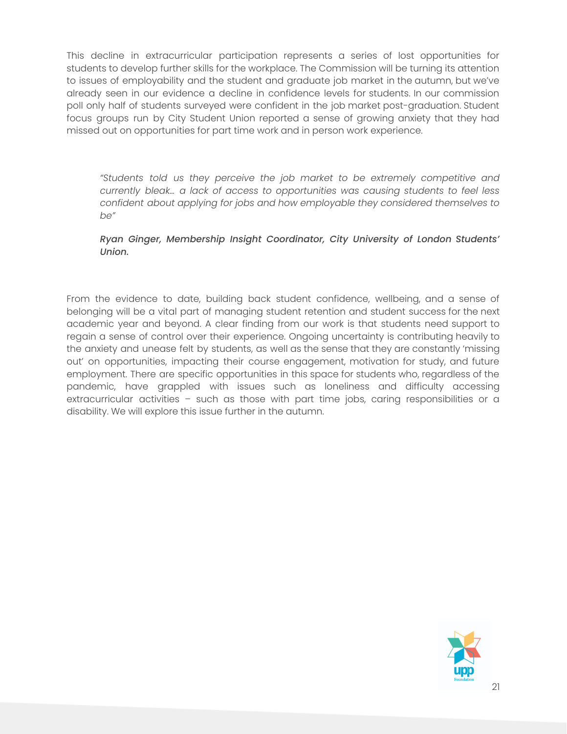This decline in extracurricular participation represents a series of lost opportunities for students to develop further skills for the workplace. The Commission will be turning its attention to issues of employability and the student and graduate job market in the autumn, but we've already seen in our evidence a decline in confidence levels for students. In our commission poll only half of students surveyed were confident in the job market post-graduation. Student focus groups run by City Student Union reported a sense of growing anxiety that they had missed out on opportunities for part time work and in person work experience.

> *"Students told us they perceive the job market to be extremely competitive and currently bleak… a lack of access to opportunities was causing students to feel less confident about applying for jobs and how employable they considered themselves to be"*
>
> ***Ryan Ginger, Membership Insight Coordinator, City University of London Students' Union.***

From the evidence to date, building back student confidence, wellbeing, and a sense of belonging will be a vital part of managing student retention and student success for the next academic year and beyond. A clear finding from our work is that students need support to regain a sense of control over their experience. Ongoing uncertainty is contributing heavily to the anxiety and unease felt by students, as well as the sense that they are constantly 'missing out' on opportunities, impacting their course engagement, motivation for study, and future employment. There are specific opportunities in this space for students who, regardless of the pandemic, have grappled with issues such as loneliness and difficulty accessing extracurricular activities – such as those with part time jobs, caring responsibilities or a disability. We will explore this issue further in the autumn.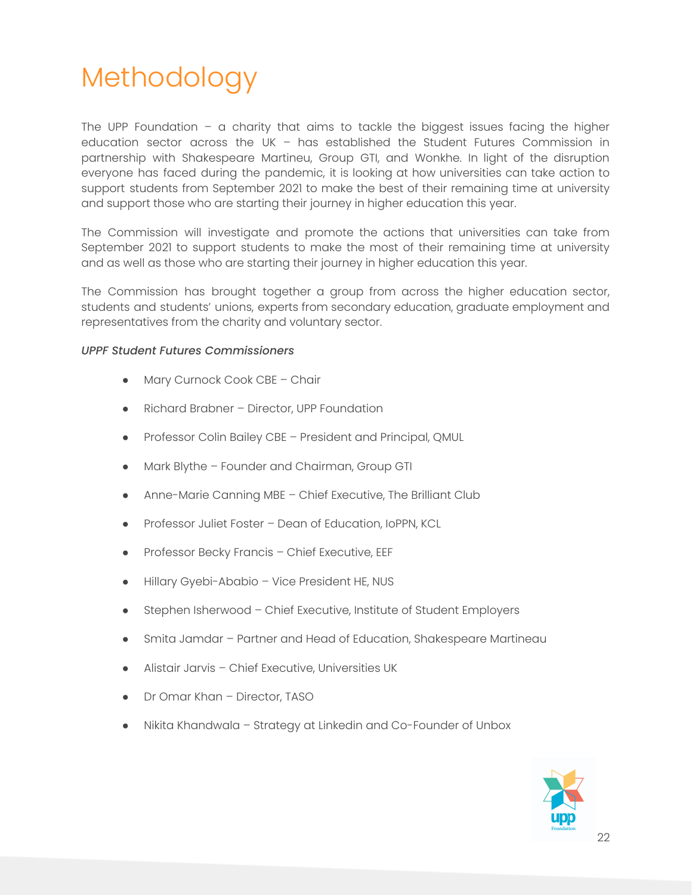# Methodology

The UPP Foundation – a charity that aims to tackle the biggest issues facing the higher education sector across the UK – has established the Student Futures Commission in partnership with Shakespeare Martineu, Group GTI, and Wonkhe. In light of the disruption everyone has faced during the pandemic, it is looking at how universities can take action to support students from September 2021 to make the best of their remaining time at university and support those who are starting their journey in higher education this year.

The Commission will investigate and promote the actions that universities can take from September 2021 to support students to make the most of their remaining time at university and as well as those who are starting their journey in higher education this year.

The Commission has brought together a group from across the higher education sector, students and students' unions, experts from secondary education, graduate employment and representatives from the charity and voluntary sector.

*UPPF Student Futures Commissioners*

- Mary Curnock Cook CBE – Chair
- Richard Brabner – Director, UPP Foundation
- Professor Colin Bailey CBE – President and Principal, QMUL
- Mark Blythe – Founder and Chairman, Group GTI
- Anne-Marie Canning MBE – Chief Executive, The Brilliant Club
- Professor Juliet Foster – Dean of Education, IoPPN, KCL
- Professor Becky Francis – Chief Executive, EEF
- Hillary Gyebi-Ababio – Vice President HE, NUS
- Stephen Isherwood – Chief Executive, Institute of Student Employers
- Smita Jamdar – Partner and Head of Education, Shakespeare Martineau
- Alistair Jarvis – Chief Executive, Universities UK
- Dr Omar Khan – Director, TASO
- Nikita Khandwala – Strategy at Linkedin and Co-Founder of Unbox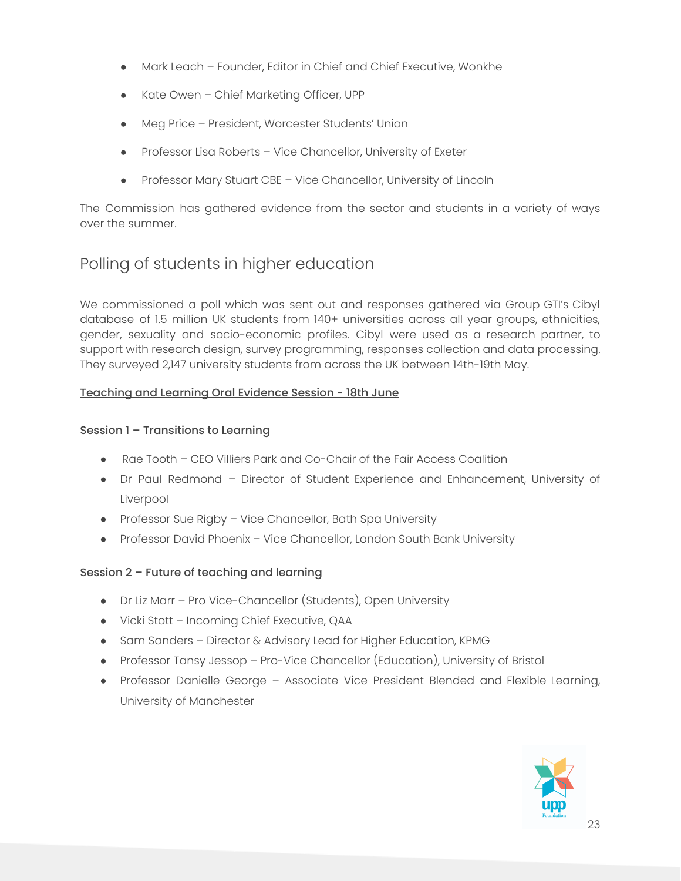- Mark Leach – Founder, Editor in Chief and Chief Executive, Wonkhe
- Kate Owen – Chief Marketing Officer, UPP
- Meg Price – President, Worcester Students' Union
- Professor Lisa Roberts – Vice Chancellor, University of Exeter
- Professor Mary Stuart CBE – Vice Chancellor, University of Lincoln

The Commission has gathered evidence from the sector and students in a variety of ways over the summer.

## Polling of students in higher education

We commissioned a poll which was sent out and responses gathered via Group GTI's Cibyl database of 1.5 million UK students from 140+ universities across all year groups, ethnicities, gender, sexuality and socio-economic profiles. Cibyl were used as a research partner, to support with research design, survey programming, responses collection and data processing. They surveyed 2,147 university students from across the UK between 14th-19th May.

**Teaching and Learning Oral Evidence Session - 18th June**

**Session 1 – Transitions to Learning**

- Rae Tooth – CEO Villiers Park and Co-Chair of the Fair Access Coalition
- Dr Paul Redmond – Director of Student Experience and Enhancement, University of Liverpool
- Professor Sue Rigby – Vice Chancellor, Bath Spa University
- Professor David Phoenix – Vice Chancellor, London South Bank University

**Session 2 – Future of teaching and learning**

- Dr Liz Marr – Pro Vice-Chancellor (Students), Open University
- Vicki Stott – Incoming Chief Executive, QAA
- Sam Sanders – Director & Advisory Lead for Higher Education, KPMG
- Professor Tansy Jessop – Pro-Vice Chancellor (Education), University of Bristol
- Professor Danielle George – Associate Vice President Blended and Flexible Learning, University of Manchester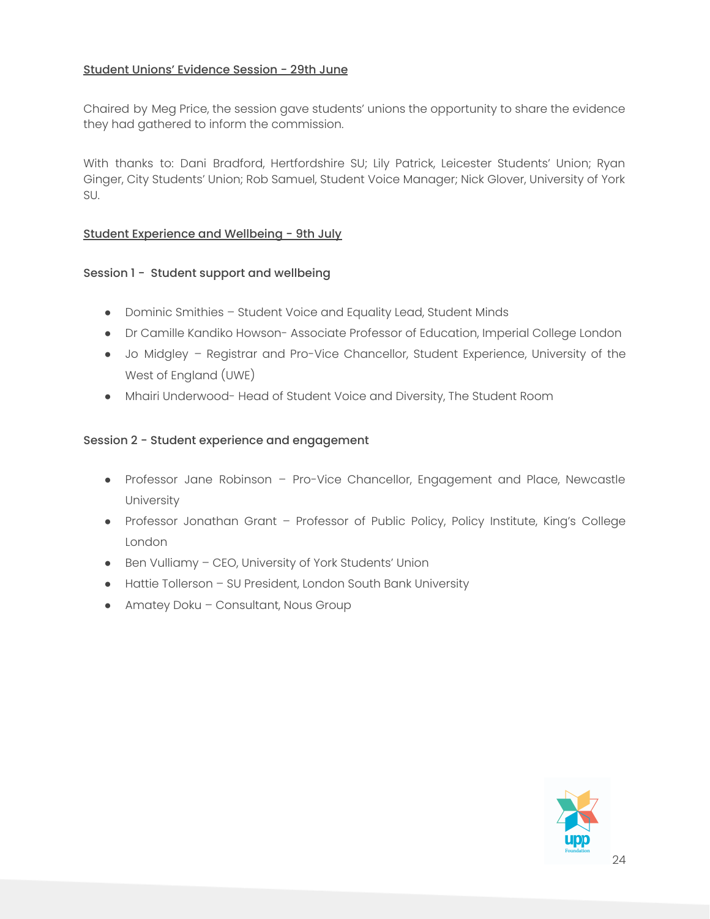## Student Unions' Evidence Session - 29th June

Chaired by Meg Price, the session gave students' unions the opportunity to share the evidence they had gathered to inform the commission.

With thanks to: Dani Bradford, Hertfordshire SU; Lily Patrick, Leicester Students' Union; Ryan Ginger, City Students' Union; Rob Samuel, Student Voice Manager; Nick Glover, University of York SU.

## Student Experience and Wellbeing - 9th July

### Session 1 - Student support and wellbeing

- Dominic Smithies – Student Voice and Equality Lead, Student Minds
- Dr Camille Kandiko Howson- Associate Professor of Education, Imperial College London
- Jo Midgley – Registrar and Pro-Vice Chancellor, Student Experience, University of the West of England (UWE)
- Mhairi Underwood- Head of Student Voice and Diversity, The Student Room

### Session 2 - Student experience and engagement

- Professor Jane Robinson – Pro-Vice Chancellor, Engagement and Place, Newcastle University
- Professor Jonathan Grant – Professor of Public Policy, Policy Institute, King's College London
- Ben Vulliamy – CEO, University of York Students' Union
- Hattie Tollerson – SU President, London South Bank University
- Amatey Doku – Consultant, Nous Group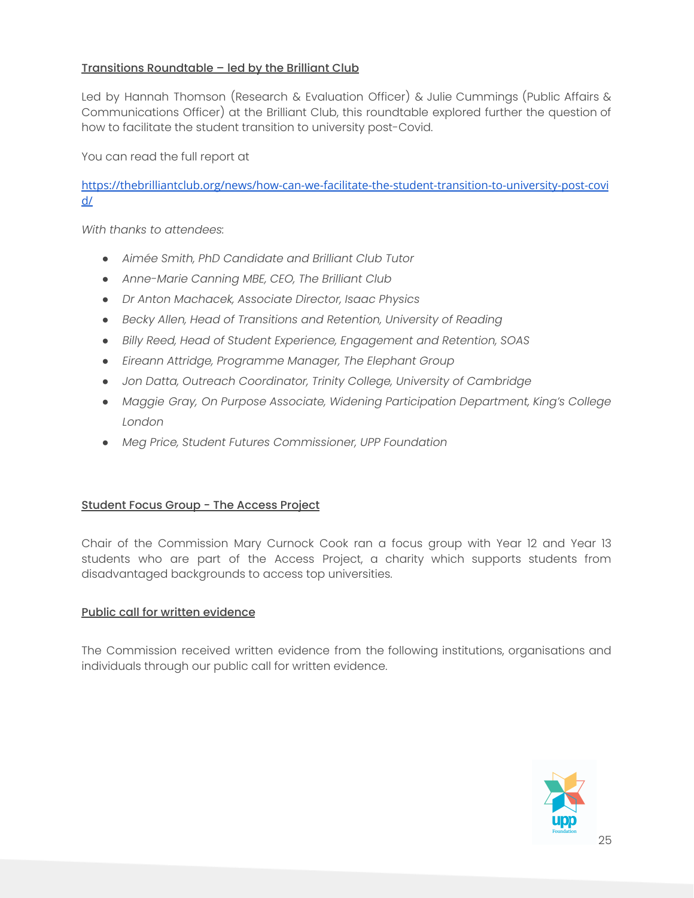Transitions Roundtable – led by the Brilliant Club

Led by Hannah Thomson (Research & Evaluation Officer) & Julie Cummings (Public Affairs & Communications Officer) at the Brilliant Club, this roundtable explored further the question of how to facilitate the student transition to university post-Covid.

You can read the full report at

https://thebrilliantclub.org/news/how-can-we-facilitate-the-student-transition-to-university-post-covid/

*With thanks to attendees*:

- *Aimée Smith, PhD Candidate and Brilliant Club Tutor*
- *Anne-Marie Canning MBE, CEO, The Brilliant Club*
- *Dr Anton Machacek, Associate Director, Isaac Physics*
- *Becky Allen, Head of Transitions and Retention, University of Reading*
- *Billy Reed, Head of Student Experience, Engagement and Retention, SOAS*
- *Eireann Attridge, Programme Manager, The Elephant Group*
- *Jon Datta, Outreach Coordinator, Trinity College, University of Cambridge*
- *Maggie Gray, On Purpose Associate, Widening Participation Department, King's College London*
- *Meg Price, Student Futures Commissioner, UPP Foundation*

Student Focus Group - The Access Project

Chair of the Commission Mary Curnock Cook ran a focus group with Year 12 and Year 13 students who are part of the Access Project, a charity which supports students from disadvantaged backgrounds to access top universities.

Public call for written evidence

The Commission received written evidence from the following institutions, organisations and individuals through our public call for written evidence.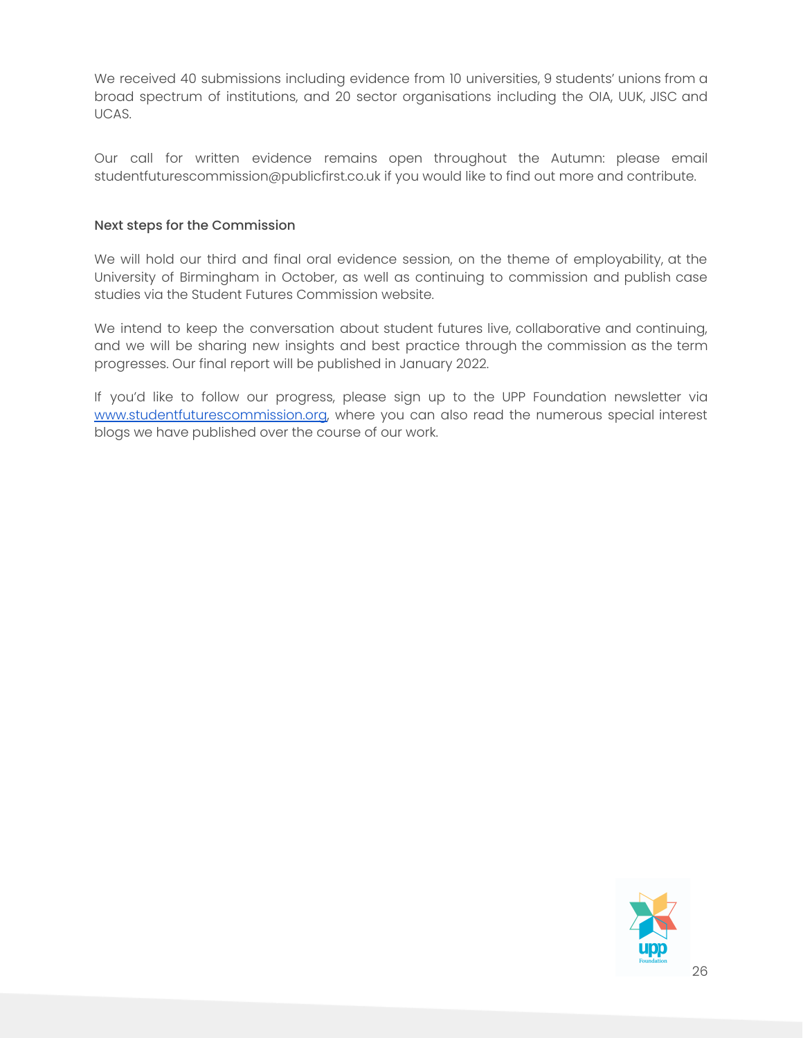We received 40 submissions including evidence from 10 universities, 9 students' unions from a broad spectrum of institutions, and 20 sector organisations including the OIA, UUK, JISC and UCAS.

Our call for written evidence remains open throughout the Autumn: please email studentfuturescommission@publicfirst.co.uk if you would like to find out more and contribute.

### Next steps for the Commission

We will hold our third and final oral evidence session, on the theme of employability, at the University of Birmingham in October, as well as continuing to commission and publish case studies via the Student Futures Commission website.

We intend to keep the conversation about student futures live, collaborative and continuing, and we will be sharing new insights and best practice through the commission as the term progresses. Our final report will be published in January 2022.

If you'd like to follow our progress, please sign up to the UPP Foundation newsletter via [www.studentfuturescommission.org](www.studentfuturescommission.org), where you can also read the numerous special interest blogs we have published over the course of our work.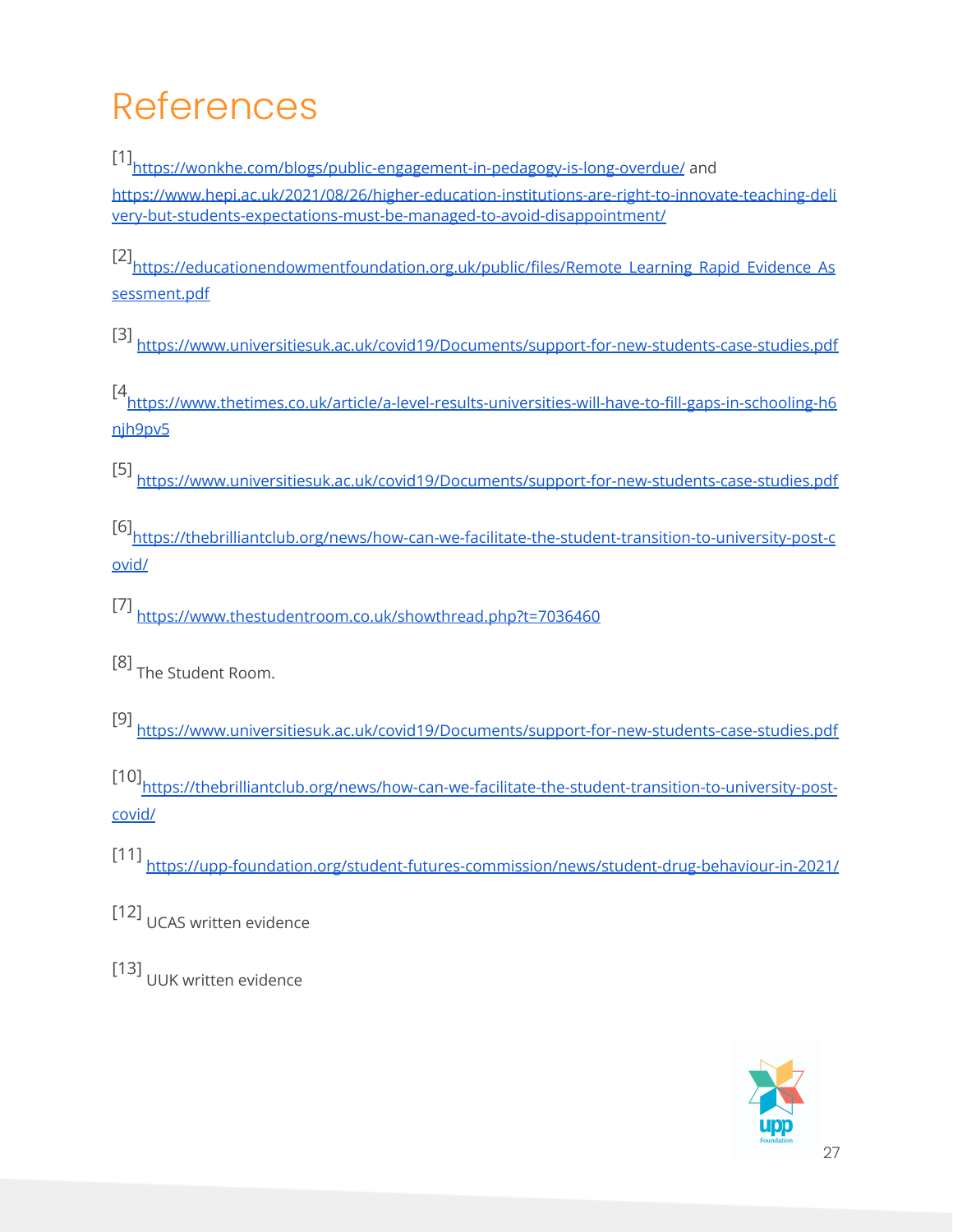# References

[1] https://wonkhe.com/blogs/public-engagement-in-pedagogy-is-long-overdue/ and https://www.hepi.ac.uk/2021/08/26/higher-education-institutions-are-right-to-innovate-teaching-delivery-but-students-expectations-must-be-managed-to-avoid-disappointment/

[2] https://educationendowmentfoundation.org.uk/public/files/Remote_Learning_Rapid_Evidence_Assessment.pdf

[3] https://www.universitiesuk.ac.uk/covid19/Documents/support-for-new-students-case-studies.pdf

[4 https://www.thetimes.co.uk/article/a-level-results-universities-will-have-to-fill-gaps-in-schooling-h6njh9pv5

[5] https://www.universitiesuk.ac.uk/covid19/Documents/support-for-new-students-case-studies.pdf

[6] https://thebrilliantclub.org/news/how-can-we-facilitate-the-student-transition-to-university-post-covid/

[7] https://www.thestudentroom.co.uk/showthread.php?t=7036460

[8] The Student Room.

[9] https://www.universitiesuk.ac.uk/covid19/Documents/support-for-new-students-case-studies.pdf

[10] https://thebrilliantclub.org/news/how-can-we-facilitate-the-student-transition-to-university-post-covid/

[11] https://upp-foundation.org/student-futures-commission/news/student-drug-behaviour-in-2021/

[12] UCAS written evidence

[13] UUK written evidence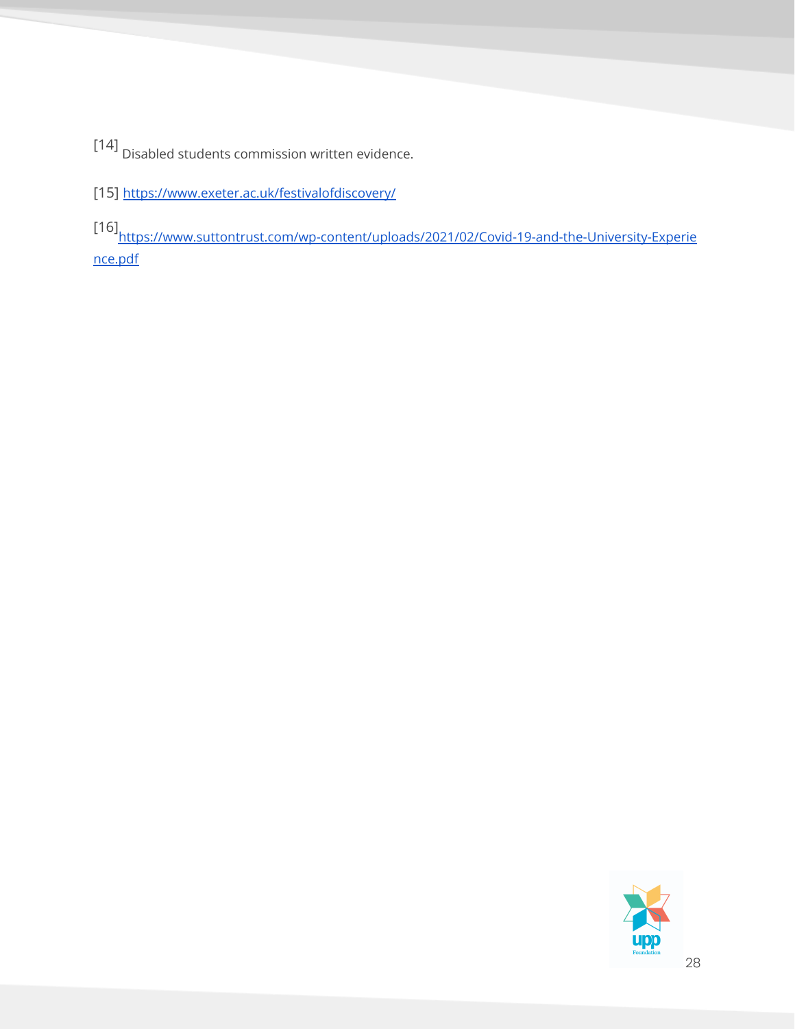[14] Disabled students commission written evidence.

[15] https://www.exeter.ac.uk/festivalofdiscovery/

[16] https://www.suttontrust.com/wp-content/uploads/2021/02/Covid-19-and-the-University-Experience.pdf